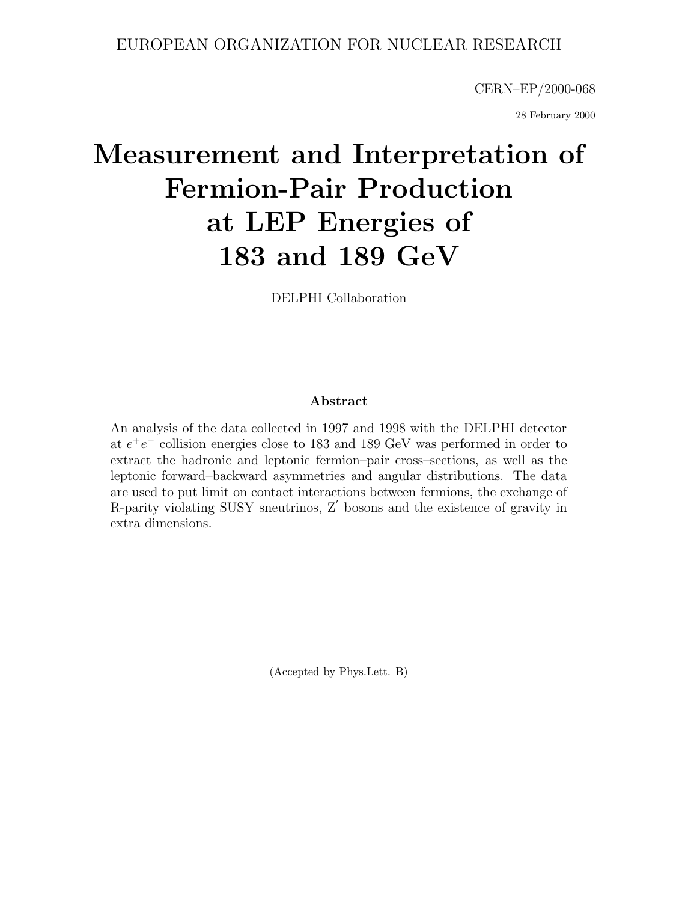EUROPEAN ORGANIZATION FOR NUCLEAR RESEARCH

CERN–EP/2000-068

28 February 2000

# Measurement and Interpretation of Fermion-Pair Production at LEP Energies of 183 and 189 GeV

DELPHI Collaboration

## Abstract

An analysis of the data collected in 1997 and 1998 with the DELPHI detector at $e^+e^-$ collision energies close to 183 and 189 GeV was performed in order to extract the hadronic and leptonic fermion–pair cross–sections, as well as the leptonic forward–backward asymmetries and angular distributions. The data are used to put limit on contact interactions between fermions, the exchange of R-parity violating SUSY sneutrinos, $Z'$ bosons and the existence of gravity in extra dimensions.

(Accepted by Phys.Lett. B)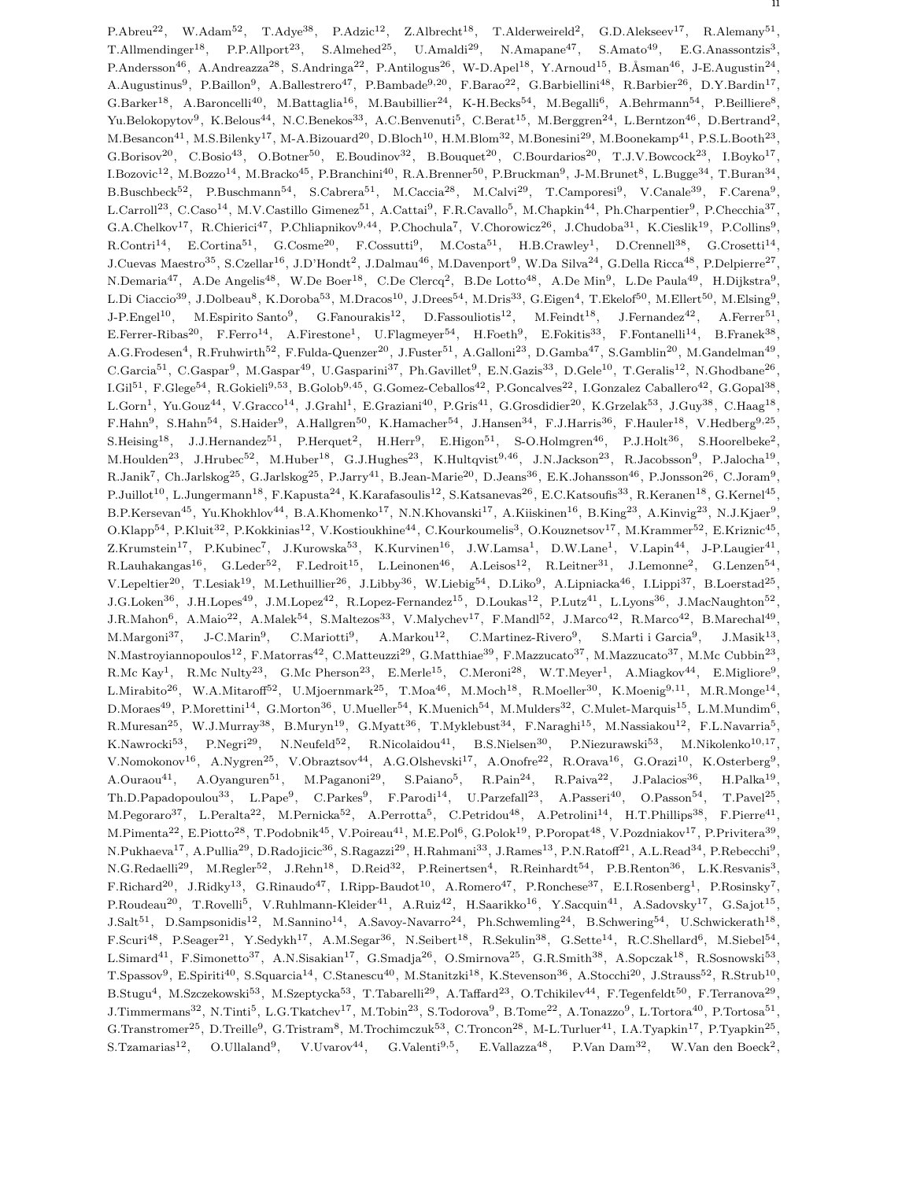P.Abreu[22], W.Adam[52], T.Adye[38], P.Adzic[12], Z.Albrecht[18], T.Alderweireld[2], G.D.Alekseev[17], R.Alemany[51], T.Allmendinger[18], P.P.Allport[23], S.Almehed[25], U.Amaldi[29], N.Amapane[47], S.Amato[49], E.G.Anassontzis[3], P.Andersson[46], A.Andreazza[28], S.Andringa[22], P.Antilogus[26], W-D.Apel[18], Y.Arnoud[15], B.Åsman[46], J-E.Augustin[24], A.Augustinus[9], P.Baillon[9], A.Ballestrero[47], P.Bambade[9,20], F.Barao[22], G.Barbiellini[48], R.Barbier[26], D.Y.Bardin[17], G.Barker[18], A.Baroncelli[40], M.Battaglia[16], M.Baubillier[24], K-H.Becks[54], M.Begalli[6], A.Behrmann[54], P.Beilliere[8], Yu.Belokopytov[9], K.Belous[44], N.C.Benekos[33], A.C.Benvenuti[5], C.Berat[15], M.Berggren[24], L.Berntzon[46], D.Bertrand[2], M.Besancon[41], M.S.Bilenky[17], M-A.Bizouard[20], D.Bloch[10], H.M.Blom[32], M.Bonesini[29], M.Boonekamp[41], P.S.L.Booth[23], G.Borisov[20], C.Bosio[43], O.Botner[50], E.Boudinov[32], B.Bouquet[20], C.Bourdarios[20], T.J.V.Bowcock[23], I.Boyko[17], I.Bozovic[12], M.Bozzo[14], M.Bracko[45], P.Branchini[40], R.A.Brenner[50], P.Bruckman[9], J-M.Brunet[8], L.Bugge[34], T.Buran[34], B.Buschbeck[52], P.Buschmann[54], S.Cabrera[51], M.Caccia[28], M.Calvi[29], T.Camporesi[9], V.Canale[39], F.Carena[9], L.Carroll[23], C.Caso[14], M.V.Castillo Gimenez[51], A.Cattai[9], F.R.Cavallo[5], M.Chapkin[44], Ph.Charpentier[9], P.Checchia[37], G.A.Chelkov[17], R.Chierici[47], P.Chliapnikov[9,44], P.Chochula[7], V.Chorowicz[26], J.Chudoba[31], K.Cieslik[19], P.Collins[9], R.Contri[14], E.Cortina[51], G.Cosme[20], F.Cossutti[9], M.Costa[51], H.B.Crawley[1], D.Crennell[38], G.Crosetti[14], J.Cuevas Maestro[35], S.Czellar[16], J.D'Hondt[2], J.Dalmau[46], M.Davenport[9], W.Da Silva[24], G.Della Ricca[48], P.Delpierre[27], N.Demaria[47], A.De Angelis[48], W.De Boer[18], C.De Clercq[2], B.De Lotto[48], A.De Min[9], L.De Paula[49], H.Dijkstra[9], L.Di Ciaccio[39], J.Dolbeau[8], K.Doroba[53], M.Dracos[10], J.Drees[54], M.Dris[33], G.Eigen[4], T.Ekelof[50], M.Ellert[50], M.Elsing[9], J-P.Engel[10], M.Espirito Santo[9], G.Fanourakis[12], D.Fassouliotis[12], M.Feindt[18], J.Fernandez[42], A.Ferrer[51], E.Ferrer-Ribas[20], F.Ferro[14], A.Firestone[1], U.Flagmeyer[54], H.Foeth[9], E.Fokitis[33], F.Fontanelli[14], B.Franek[38], A.G.Frodesen[4], R.Fruhwirth[52], F.Fulda-Quenzer[20], J.Fuster[51], A.Galloni[23], D.Gamba[47], S.Gamblin[20], M.Gandelman[49], C.Garcia[51], C.Gaspar[9], M.Gaspar[49], U.Gasparini[37], Ph.Gavillet[9], E.N.Gazis[33], D.Gele[10], T.Geralis[12], N.Ghodbane[26], I.Gil[51], F.Glege[54], R.Gokieli[9,53], B.Golob[9,45], G.Gomez-Ceballos[42], P.Goncalves[22], I.Gonzalez Caballero[42], G.Gopal[38], L.Gorn[1], Yu.Gouz[44], V.Gracco[14], J.Grahl[1], E.Graziani[40], P.Gris[41], G.Grosdidier[20], K.Grzelak[53], J.Guy[38], C.Haag[18], F.Hahn[9], S.Hahn[54], S.Haider[9], A.Hallgren[50], K.Hamacher[54], J.Hansen[34], F.J.Harris[36], F.Hauler[18], V.Hedberg[9,25], S.Heising[18], J.J.Hernandez[51], P.Herquet[2], H.Herr[9], E.Higon[51], S-O.Holmgren[46], P.J.Holt[36], S.Hoorelbeke[2], M.Houlden[23], J.Hrubec[52], M.Huber[18], G.J.Hughes[23], K.Hultqvist[9,46], J.N.Jackson[23], R.Jacobsson[9], P.Jalocha[19], R.Janik[7], Ch.Jarlskog[25], G.Jarlskog[25], P.Jarry[41], B.Jean-Marie[20], D.Jeans[36], E.K.Johansson[46], P.Jonsson[26], C.Joram[9], P.Juillot[10], L.Jungermann[18], F.Kapusta[24], K.Karafasoulis[12], S.Katsanevas[26], E.C.Katsoufis[33], R.Keranen[18], G.Kernel[45], B.P.Kersevan[45], Yu.Khokhlov[44], B.A.Khomenko[17], N.N.Khovanski[17], A.Kiiskinen[16], B.King[23], A.Kinvig[23], N.J.Kjaer[9], O.Klapp[54], P.Kluit[32], P.Kokkinias[12], V.Kostioukhine[44], C.Kourkoumelis[3], O.Kouznetsov[17], M.Krammer[52], E.Kriznic[45], Z.Krumstein[17], P.Kubinec[7], J.Kurowska[53], K.Kurvinen[16], J.W.Lamsa[1], D.W.Lane[1], V.Lapin[44], J-P.Laugier[41], R.Lauhakangas[16], G.Leder[52], F.Ledroit[15], L.Leinonen[46], A.Leisos[12], R.Leitner[31], J.Lemonne[2], G.Lenzen[54], V.Lepeltier[20], T.Lesiak[19], M.Lethuillier[26], J.Libby[36], W.Liebig[54], D.Liko[9], A.Lipniacka[46], I.Lippi[37], B.Loerstad[25], J.G.Loken[36], J.H.Lopes[49], J.M.Lopez[42], R.Lopez-Fernandez[15], D.Loukas[12], P.Lutz[41], L.Lyons[36], J.MacNaughton[52], J.R.Mahon[6], A.Maio[22], A.Malek[54], S.Maltezos[33], V.Malychev[17], F.Mandl[52], J.Marco[42], R.Marco[42], B.Marechal[49], M.Margoni[37], J-C.Marin[9], C.Mariotti[9], A.Markou[12], C.Martinez-Rivero[9], S.Marti i Garcia[9], J.Masik[13], N.Mastroyiannopoulos[12], F.Matorras[42], C.Matteuzzi[29], G.Matthiae[39], F.Mazzucato[37], M.Mazzucato[37], M.Mc Cubbin[23], R.Mc Kay[1], R.Mc Nulty[23], G.Mc Pherson[23], E.Merle[15], C.Meroni[28], W.T.Meyer[1], A.Miagkov[44], E.Migliore[9], L.Mirabito[26], W.A.Mitaroff[52], U.Mjoernmark[25], T.Moa[46], M.Moch[18], R.Moeller[30], K.Moenig[9,11], M.R.Monge[14], D.Moraes[49], P.Morettini[14], G.Morton[36], U.Mueller[54], K.Muenich[54], M.Mulders[32], C.Mulet-Marquis[15], L.M.Mundim[6], R.Muresan[25], W.J.Murray[38], B.Muryn[19], G.Myatt[36], T.Myklebust[34], F.Naraghi[15], M.Nassiakou[12], F.L.Navarria[5], K.Nawrocki[53], P.Negri[29], N.Neufeld[52], R.Nicolaidou[41], B.S.Nielsen[30], P.Niezurawski[53], M.Nikolenko[10,17], V.Nomokonov[16], A.Nygren[25], V.Obraztsov[44], A.G.Olshevski[17], A.Onofre[22], R.Orava[16], G.Orazi[10], K.Osterberg[9], A.Ouraou[41], A.Oyanguren[51], M.Paganoni[29], S.Paiano[5], R.Pain[24], R.Paiva[22], J.Palacios[36], H.Palka[19], Th.D.Papadopoulou[33], L.Pape[9], C.Parkes[9], F.Parodi[14], U.Parzefall[23], A.Passeri[40], O.Passon[54], T.Pavel[25], M.Pegoraro[37], L.Peralta[22], M.Pernicka[52], A.Perrotta[5], C.Petridou[48], A.Petrolini[14], H.T.Phillips[38], F.Pierre[41], M.Pimenta[22], E.Piotto[28], T.Podobnik[45], V.Poireau[41], M.E.Pol[6], G.Polok[19], P.Poropat[48], V.Pozdniakov[17], P.Privitera[39], N.Pukhaeva[17], A.Pullia[29], D.Radojicic[36], S.Ragazzi[29], H.Rahmani[33], J.Rames[13], P.N.Ratoff[21], A.L.Read[34], P.Rebecchi[9], N.G.Redaelli[29], M.Regler[52], J.Rehn[18], D.Reid[32], P.Reinertsen[4], R.Reinhardt[54], P.B.Renton[36], L.K.Resvanis[3], F.Richard[20], J.Ridky[13], G.Rinaudo[47], I.Ripp-Baudot[10], A.Romero[47], P.Ronchese[37], E.I.Rosenberg[1], P.Rosinsky[7], P.Roudeau[20], T.Rovelli[5], V.Ruhlmann-Kleider[41], A.Ruiz[42], H.Saarikko[16], Y.Sacquin[41], A.Sadovsky[17], G.Sajot[15], J.Salt[51], D.Sampsonidis[12], M.Sannino[14], A.Savoy-Navarro[24], Ph.Schwemling[24], B.Schwering[54], U.Schwickerath[18], F.Scuri[48], P.Seager[21], Y.Sedykh[17], A.M.Segar[36], N.Seibert[18], R.Sekulin[38], G.Sette[14], R.C.Shellard[6], M.Siebel[54], L.Simard[41], F.Simonetto[37], A.N.Sisakian[17], G.Smadja[26], O.Smirnova[25], G.R.Smith[38], A.Sopczak[18], R.Sosnowski[53], T.Spassov[9], E.Spiriti[40], S.Squarcia[14], C.Stanescu[40], M.Stanitzki[18], K.Stevenson[36], A.Stocchi[20], J.Strauss[52], R.Strub[10], B.Stugu[4], M.Szczekowski[53], M.Szeptycka[53], T.Tabarelli[29], A.Taffard[23], O.Tchikilev[44], F.Tegenfeldt[50], F.Terranova[29], J.Timmermans[32], N.Tinti[5], L.G.Tkatchev[17], M.Tobin[23], S.Todorova[9], B.Tome[22], A.Tonazzo[9], L.Tortora[40], P.Tortosa[51], G.Transtromer[25], D.Treille[9], G.Tristram[8], M.Trochimczuk[53], C.Troncon[28], M-L.Turluer[41], I.A.Tyapkin[17], P.Tyapkin[25], S.Tzamarias[12], O.Ullaland[9], V.Uvarov[44], G.Valenti[9,5], E.Vallazza[48], P.Van Dam[32], W.Van den Boeck[2],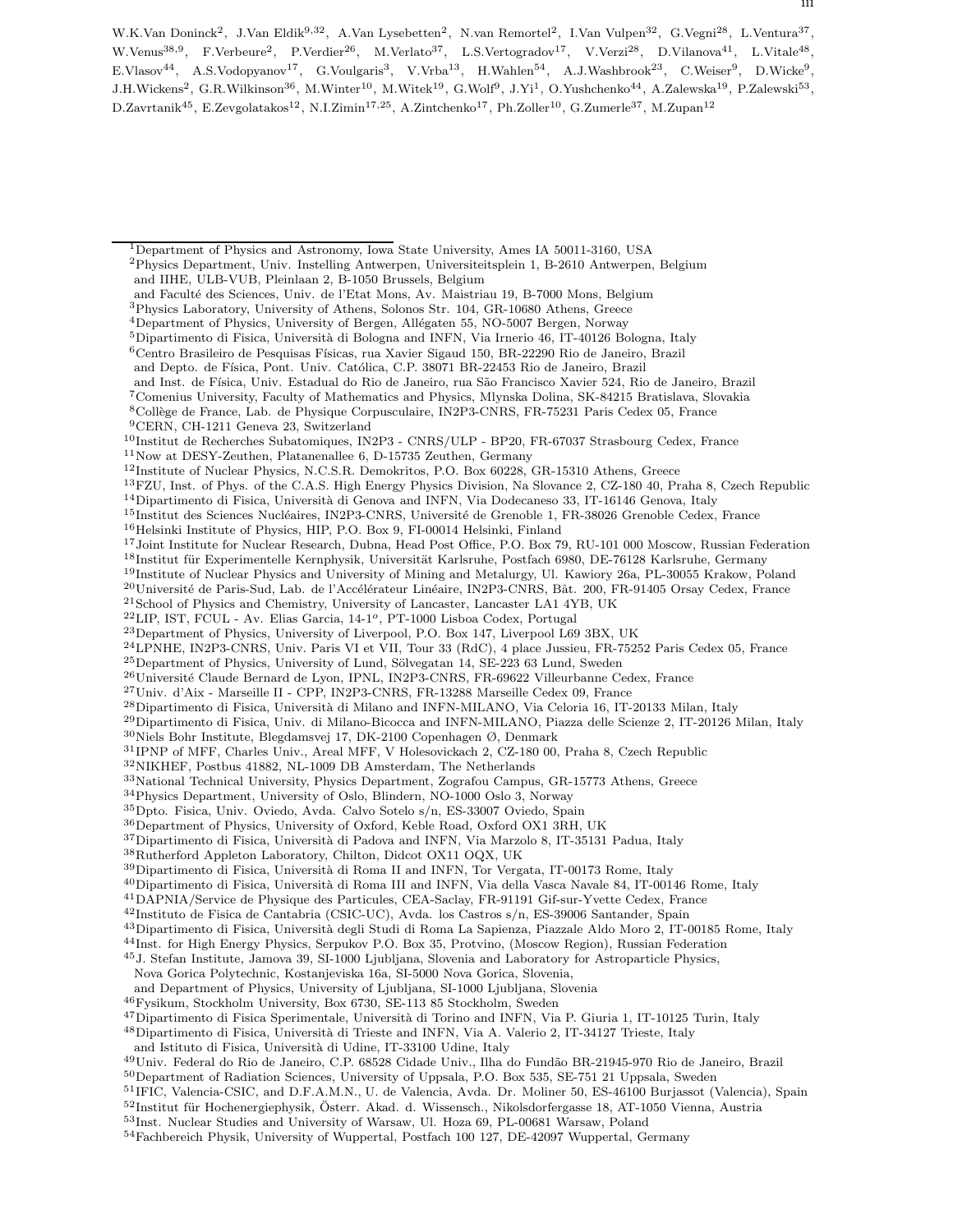W.K.Van Doninck[2], J.Van Eldik[9,32], A.Van Lysebetten[2], N.van Remortel[2], I.Van Vulpen[32], G.Vegni[28], L.Ventura[37], W.Venus[38,9], F.Verbeure[2], P.Verdier[26], M.Verlato[37], L.S.Vertogradov[17], V.Verzi[28], D.Vilanova[41], L.Vitale[48], E.Vlasov[44], A.S.Vodopyanov[17], G.Voulgaris[3], V.Vrba[13], H.Wahlen[54], A.J.Washbrook[23], C.Weiser[9], D.Wicke[9], J.H.Wickens[2], G.R.Wilkinson[36], M.Winter[10], M.Witek[19], G.Wolf[9], J.Yi[1], O.Yushchenko[44], A.Zalewska[19], P.Zalewski[53], D.Zavrtanik[45], E.Zevgolatakos[12], N.I.Zimin[17,25], A.Zintchenko[17], Ph.Zoller[10], G.Zumerle[37], M.Zupan[12]

---

[1]Department of Physics and Astronomy, Iowa State University, Ames IA 50011-3160, USA
[2]Physics Department, Univ. Instelling Antwerpen, Universiteitsplein 1, B-2610 Antwerpen, Belgium
and IIHE, ULB-VUB, Pleinlaan 2, B-1050 Brussels, Belgium
and Faculté des Sciences, Univ. de l'Etat Mons, Av. Maistriau 19, B-7000 Mons, Belgium
[3]Physics Laboratory, University of Athens, Solonos Str. 104, GR-10680 Athens, Greece
[4]Department of Physics, University of Bergen, Allégaten 55, NO-5007 Bergen, Norway
[5]Dipartimento di Fisica, Università di Bologna and INFN, Via Irnerio 46, IT-40126 Bologna, Italy
[6]Centro Brasileiro de Pesquisas Físicas, rua Xavier Sigaud 150, BR-22290 Rio de Janeiro, Brazil
and Depto. de Física, Pont. Univ. Católica, C.P. 38071 BR-22453 Rio de Janeiro, Brazil
and Inst. de Física, Univ. Estadual do Rio de Janeiro, rua São Francisco Xavier 524, Rio de Janeiro, Brazil
[7]Comenius University, Faculty of Mathematics and Physics, Mlynska Dolina, SK-84215 Bratislava, Slovakia
[8]Collège de France, Lab. de Physique Corpusculaire, IN2P3-CNRS, FR-75231 Paris Cedex 05, France
[9]CERN, CH-1211 Geneva 23, Switzerland
[10]Institut de Recherches Subatomiques, IN2P3 - CNRS/ULP - BP20, FR-67037 Strasbourg Cedex, France
[11]Now at DESY-Zeuthen, Platanenallee 6, D-15735 Zeuthen, Germany
[12]Institute of Nuclear Physics, N.C.S.R. Demokritos, P.O. Box 60228, GR-15310 Athens, Greece
[13]FZU, Inst. of Phys. of the C.A.S. High Energy Physics Division, Na Slovance 2, CZ-180 40, Praha 8, Czech Republic
[14]Dipartimento di Fisica, Università di Genova and INFN, Via Dodecaneso 33, IT-16146 Genova, Italy
[15]Institut des Sciences Nucléaires, IN2P3-CNRS, Université de Grenoble 1, FR-38026 Grenoble Cedex, France
[16]Helsinki Institute of Physics, HIP, P.O. Box 9, FI-00014 Helsinki, Finland
[17]Joint Institute for Nuclear Research, Dubna, Head Post Office, P.O. Box 79, RU-101 000 Moscow, Russian Federation
[18]Institut für Experimentelle Kernphysik, Universität Karlsruhe, Postfach 6980, DE-76128 Karlsruhe, Germany
[19]Institute of Nuclear Physics and University of Mining and Metalurgy, Ul. Kawiory 26a, PL-30055 Krakow, Poland
[20]Université de Paris-Sud, Lab. de l'Accélérateur Linéaire, IN2P3-CNRS, Bât. 200, FR-91405 Orsay Cedex, France
[21]School of Physics and Chemistry, University of Lancaster, Lancaster LA1 4YB, UK
[22]LIP, IST, FCUL - Av. Elias Garcia, 14-1$^{o}$, PT-1000 Lisboa Codex, Portugal
[23]Department of Physics, University of Liverpool, P.O. Box 147, Liverpool L69 3BX, UK
[24]LPNHE, IN2P3-CNRS, Univ. Paris VI et VII, Tour 33 (RdC), 4 place Jussieu, FR-75252 Paris Cedex 05, France
[25]Department of Physics, University of Lund, Sölvegatan 14, SE-223 63 Lund, Sweden
[26]Université Claude Bernard de Lyon, IPNL, IN2P3-CNRS, FR-69622 Villeurbanne Cedex, France
[27]Univ. d'Aix - Marseille II - CPP, IN2P3-CNRS, FR-13288 Marseille Cedex 09, France
[28]Dipartimento di Fisica, Università di Milano and INFN-MILANO, Via Celoria 16, IT-20133 Milan, Italy
[29]Dipartimento di Fisica, Univ. di Milano-Bicocca and INFN-MILANO, Piazza delle Scienze 2, IT-20126 Milan, Italy
[30]Niels Bohr Institute, Blegdamsvej 17, DK-2100 Copenhagen Ø, Denmark
[31]IPNP of MFF, Charles Univ., Areal MFF, V Holesovickach 2, CZ-180 00, Praha 8, Czech Republic
[32]NIKHEF, Postbus 41882, NL-1009 DB Amsterdam, The Netherlands
[33]National Technical University, Physics Department, Zografou Campus, GR-15773 Athens, Greece
[34]Physics Department, University of Oslo, Blindern, NO-1000 Oslo 3, Norway
[35]Dpto. Fisica, Univ. Oviedo, Avda. Calvo Sotelo s/n, ES-33007 Oviedo, Spain
[36]Department of Physics, University of Oxford, Keble Road, Oxford OX1 3RH, UK
[37]Dipartimento di Fisica, Università di Padova and INFN, Via Marzolo 8, IT-35131 Padua, Italy
[38]Rutherford Appleton Laboratory, Chilton, Didcot OX11 OQX, UK
[39]Dipartimento di Fisica, Università di Roma II and INFN, Tor Vergata, IT-00173 Rome, Italy
[40]Dipartimento di Fisica, Università di Roma III and INFN, Via della Vasca Navale 84, IT-00146 Rome, Italy
[41]DAPNIA/Service de Physique des Particules, CEA-Saclay, FR-91191 Gif-sur-Yvette Cedex, France
[42]Instituto de Fisica de Cantabria (CSIC-UC), Avda. los Castros s/n, ES-39006 Santander, Spain
[43]Dipartimento di Fisica, Università degli Studi di Roma La Sapienza, Piazzale Aldo Moro 2, IT-00185 Rome, Italy
[44]Inst. for High Energy Physics, Serpukov P.O. Box 35, Protvino, (Moscow Region), Russian Federation
[45]J. Stefan Institute, Jamova 39, SI-1000 Ljubljana, Slovenia and Laboratory for Astroparticle Physics,
Nova Gorica Polytechnic, Kostanjeviska 16a, SI-5000 Nova Gorica, Slovenia,
and Department of Physics, University of Ljubljana, SI-1000 Ljubljana, Slovenia
[46]Fysikum, Stockholm University, Box 6730, SE-113 85 Stockholm, Sweden
[47]Dipartimento di Fisica Sperimentale, Università di Torino and INFN, Via P. Giuria 1, IT-10125 Turin, Italy
[48]Dipartimento di Fisica, Università di Trieste and INFN, Via A. Valerio 2, IT-34127 Trieste, Italy
and Istituto di Fisica, Università di Udine, IT-33100 Udine, Italy
[49]Univ. Federal do Rio de Janeiro, C.P. 68528 Cidade Univ., Ilha do Fundão BR-21945-970 Rio de Janeiro, Brazil
[50]Department of Radiation Sciences, University of Uppsala, P.O. Box 535, SE-751 21 Uppsala, Sweden
[51]IFIC, Valencia-CSIC, and D.F.A.M.N., U. de Valencia, Avda. Dr. Moliner 50, ES-46100 Burjassot (Valencia), Spain
[52]Institut für Hochenergiephysik, Österr. Akad. d. Wissensch., Nikolsdorfergasse 18, AT-1050 Vienna, Austria
[53]Inst. Nuclear Studies and University of Warsaw, Ul. Hoza 69, PL-00681 Warsaw, Poland
[54]Fachbereich Physik, University of Wuppertal, Postfach 100 127, DE-42097 Wuppertal, Germany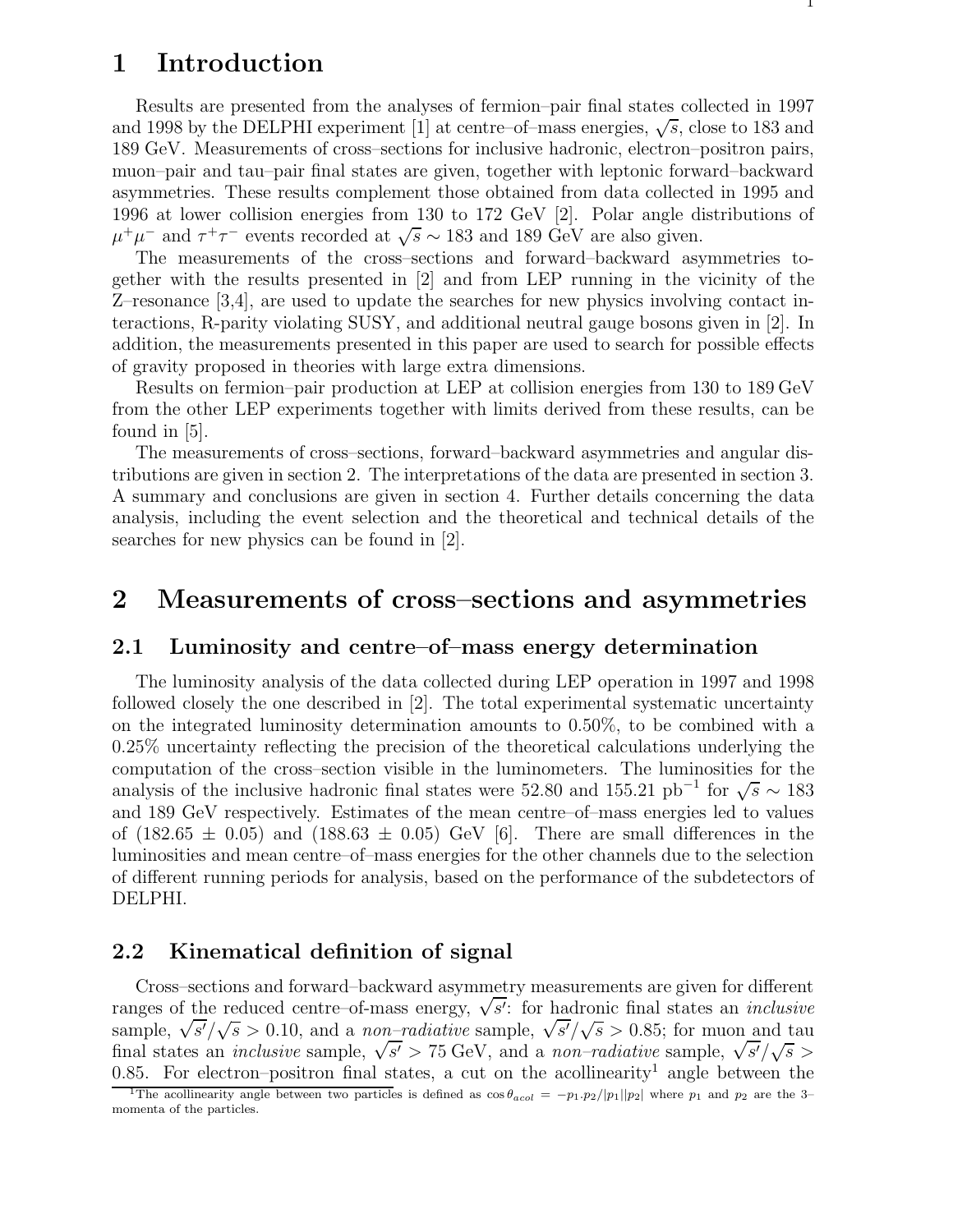# 1 Introduction

Results are presented from the analyses of fermion–pair final states collected in 1997 and 1998 by the DELPHI experiment [1] at centre–of–mass energies, $\sqrt{s}$, close to 183 and 189 GeV. Measurements of cross–sections for inclusive hadronic, electron–positron pairs, muon–pair and tau–pair final states are given, together with leptonic forward–backward asymmetries. These results complement those obtained from data collected in 1995 and 1996 at lower collision energies from 130 to 172 GeV [2]. Polar angle distributions of $\mu^+\mu^-$ and $\tau^+\tau^-$ events recorded at $\sqrt{s} \sim 183$ and 189 GeV are also given.

The measurements of the cross–sections and forward–backward asymmetries together with the results presented in [2] and from LEP running in the vicinity of the Z–resonance [3,4], are used to update the searches for new physics involving contact interactions, R-parity violating SUSY, and additional neutral gauge bosons given in [2]. In addition, the measurements presented in this paper are used to search for possible effects of gravity proposed in theories with large extra dimensions.

Results on fermion–pair production at LEP at collision energies from 130 to 189 GeV from the other LEP experiments together with limits derived from these results, can be found in [5].

The measurements of cross–sections, forward–backward asymmetries and angular distributions are given in section 2. The interpretations of the data are presented in section 3. A summary and conclusions are given in section 4. Further details concerning the data analysis, including the event selection and the theoretical and technical details of the searches for new physics can be found in [2].

# 2 Measurements of cross–sections and asymmetries

## 2.1 Luminosity and centre–of–mass energy determination

The luminosity analysis of the data collected during LEP operation in 1997 and 1998 followed closely the one described in [2]. The total experimental systematic uncertainty on the integrated luminosity determination amounts to 0.50%, to be combined with a 0.25% uncertainty reflecting the precision of the theoretical calculations underlying the computation of the cross–section visible in the luminometers. The luminosities for the analysis of the inclusive hadronic final states were 52.80 and 155.21 pb$^{-1}$ for $\sqrt{s} \sim 183$ and 189 GeV respectively. Estimates of the mean centre–of–mass energies led to values of (182.65 $\pm$ 0.05) and (188.63 $\pm$ 0.05) GeV [6]. There are small differences in the luminosities and mean centre–of–mass energies for the other channels due to the selection of different running periods for analysis, based on the performance of the subdetectors of DELPHI.

## 2.2 Kinematical definition of signal

Cross–sections and forward–backward asymmetry measurements are given for different ranges of the reduced centre–of-mass energy, $\sqrt{s'}$: for hadronic final states an *inclusive* sample, $\sqrt{s'}/\sqrt{s} > 0.10$, and a *non–radiative* sample, $\sqrt{s'}/\sqrt{s} > 0.85$; for muon and tau final states an *inclusive* sample, $\sqrt{s'} > 75$ GeV, and a *non–radiative* sample, $\sqrt{s'}/\sqrt{s} > 0.85$. For electron–positron final states, a cut on the acollinearity[1] angle between the

[1] The acollinearity angle between two particles is defined as $\cos\theta_{acol} = -p_1.p_2/|p_1||p_2|$ where $p_1$ and $p_2$ are the 3–momenta of the particles.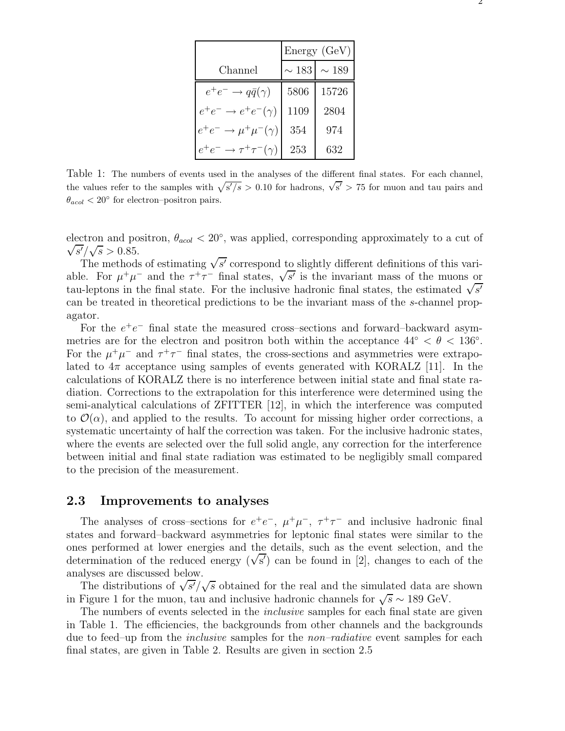| Channel | Energy (GeV) | |
|---|---|---|
| | $\sim 183$ | $\sim 189$ |
| $e^+e^- \to q\bar{q}(\gamma)$ | 5806 | 15726 |
| $e^+e^- \to e^+e^-(\gamma)$ | 1109 | 2804 |
| $e^+e^- \to \mu^+\mu^-(\gamma)$ | 354 | 974 |
| $e^+e^- \to \tau^+\tau^-(\gamma)$ | 253 | 632 |

Table 1: The numbers of events used in the analyses of the different final states. For each channel, the values refer to the samples with $\sqrt{s'/s} > 0.10$ for hadrons, $\sqrt{s'} > 75$ for muon and tau pairs and $\theta_{acol} < 20^\circ$ for electron–positron pairs.

electron and positron, $\theta_{acol} < 20^\circ$, was applied, corresponding approximately to a cut of $\sqrt{s'}/\sqrt{s} > 0.85$.

The methods of estimating $\sqrt{s'}$ correspond to slightly different definitions of this variable. For $\mu^+\mu^-$ and the $\tau^+\tau^-$ final states, $\sqrt{s'}$ is the invariant mass of the muons or tau-leptons in the final state. For the inclusive hadronic final states, the estimated $\sqrt{s'}$ can be treated in theoretical predictions to be the invariant mass of the $s$-channel propagator.

For the $e^+e^-$ final state the measured cross–sections and forward–backward asymmetries are for the electron and positron both within the acceptance $44^\circ < \theta < 136^\circ$. For the $\mu^+\mu^-$ and $\tau^+\tau^-$ final states, the cross-sections and asymmetries were extrapolated to $4\pi$ acceptance using samples of events generated with KORALZ [11]. In the calculations of KORALZ there is no interference between initial state and final state radiation. Corrections to the extrapolation for this interference were determined using the semi-analytical calculations of ZFITTER [12], in which the interference was computed to $\mathcal{O}(\alpha)$, and applied to the results. To account for missing higher order corrections, a systematic uncertainty of half the correction was taken. For the inclusive hadronic states, where the events are selected over the full solid angle, any correction for the interference between initial and final state radiation was estimated to be negligibly small compared to the precision of the measurement.

### 2.3 Improvements to analyses

The analyses of cross–sections for $e^+e^-$, $\mu^+\mu^-$, $\tau^+\tau^-$ and inclusive hadronic final states and forward–backward asymmetries for leptonic final states were similar to the ones performed at lower energies and the details, such as the event selection, and the determination of the reduced energy ($\sqrt{s'}$) can be found in [2], changes to each of the analyses are discussed below.

The distributions of $\sqrt{s'}/\sqrt{s}$ obtained for the real and the simulated data are shown in Figure 1 for the muon, tau and inclusive hadronic channels for $\sqrt{s} \sim 189$ GeV.

The numbers of events selected in the *inclusive* samples for each final state are given in Table 1. The efficiencies, the backgrounds from other channels and the backgrounds due to feed–up from the *inclusive* samples for the *non–radiative* event samples for each final states, are given in Table 2. Results are given in section 2.5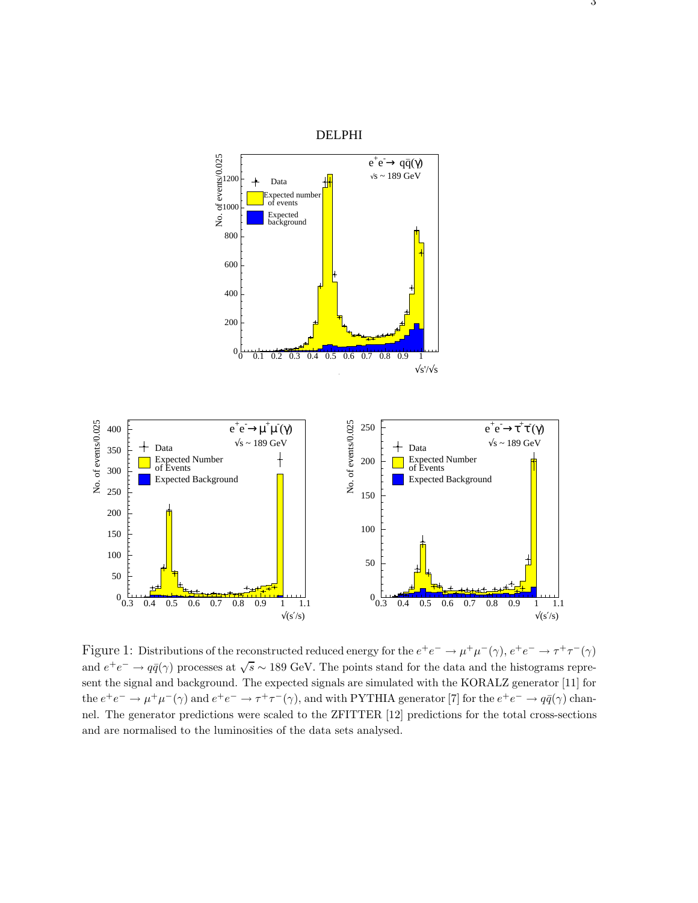Figure 1: Distributions of the reconstructed reduced energy for the $e^+e^- \to \mu^+\mu^-(\gamma)$, $e^+e^- \to \tau^+\tau^-(\gamma)$ and $e^+e^- \to q\bar{q}(\gamma)$ processes at $\sqrt{s} \sim 189$ GeV. The points stand for the data and the histograms represent the signal and background. The expected signals are simulated with the KORALZ generator [11] for the $e^+e^- \to \mu^+\mu^-(\gamma)$ and $e^+e^- \to \tau^+\tau^-(\gamma)$, and with PYTHIA generator [7] for the $e^+e^- \to q\bar{q}(\gamma)$ channel. The generator predictions were scaled to the ZFITTER [12] predictions for the total cross-sections and are normalised to the luminosities of the data sets analysed.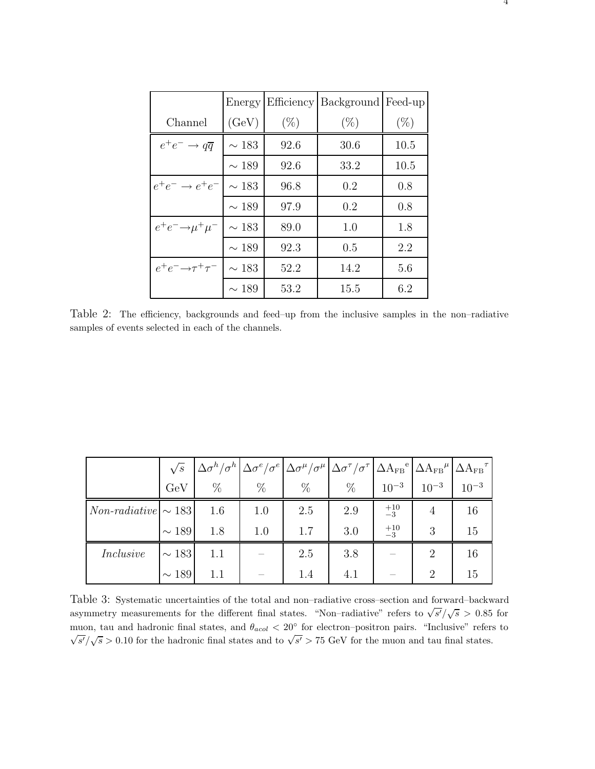| Channel | Energy (GeV) | Efficiency (%) | Background (%) | Feed-up (%) |
|---|---|---|---|---|
| $e^+e^- \to q\overline{q}$ | $\sim 183$ | 92.6 | 30.6 | 10.5 |
| | $\sim 189$ | 92.6 | 33.2 | 10.5 |
| $e^+e^- \to e^+e^-$ | $\sim 183$ | 96.8 | 0.2 | 0.8 |
| | $\sim 189$ | 97.9 | 0.2 | 0.8 |
| $e^+e^- \to \mu^+\mu^-$ | $\sim 183$ | 89.0 | 1.0 | 1.8 |
| | $\sim 189$ | 92.3 | 0.5 | 2.2 |
| $e^+e^- \to \tau^+\tau^-$ | $\sim 183$ | 52.2 | 14.2 | 5.6 |
| | $\sim 189$ | 53.2 | 15.5 | 6.2 |

Table 2: The efficiency, backgrounds and feed–up from the inclusive samples in the non–radiative samples of events selected in each of the channels.

| | $\sqrt{s}$ GeV | $\Delta\sigma^h/\sigma^h$ % | $\Delta\sigma^e/\sigma^e$ % | $\Delta\sigma^\mu/\sigma^\mu$ % | $\Delta\sigma^\tau/\sigma^\tau$ % | $\Delta \mathrm{A_{FB}}^e$ $10^{-3}$ | $\Delta \mathrm{A_{FB}}^\mu$ $10^{-3}$ | $\Delta \mathrm{A_{FB}}^\tau$ $10^{-3}$ |
|---|---|---|---|---|---|---|---|---|
| *Non-radiative* | $\sim 183$ | 1.6 | 1.0 | 2.5 | 2.9 | $^{+10}_{-3}$ | 4 | 16 |
| | $\sim 189$ | 1.8 | 1.0 | 1.7 | 3.0 | $^{+10}_{-3}$ | 3 | 15 |
| *Inclusive* | $\sim 183$ | 1.1 | – | 2.5 | 3.8 | – | 2 | 16 |
| | $\sim 189$ | 1.1 | – | 1.4 | 4.1 | – | 2 | 15 |

Table 3: Systematic uncertainties of the total and non–radiative cross–section and forward–backward asymmetry measurements for the different final states. "Non–radiative" refers to $\sqrt{s'}/\sqrt{s} > 0.85$ for muon, tau and hadronic final states, and $\theta_{acol} < 20^\circ$ for electron–positron pairs. "Inclusive" refers to $\sqrt{s'}/\sqrt{s} > 0.10$ for the hadronic final states and to $\sqrt{s'} > 75$ GeV for the muon and tau final states.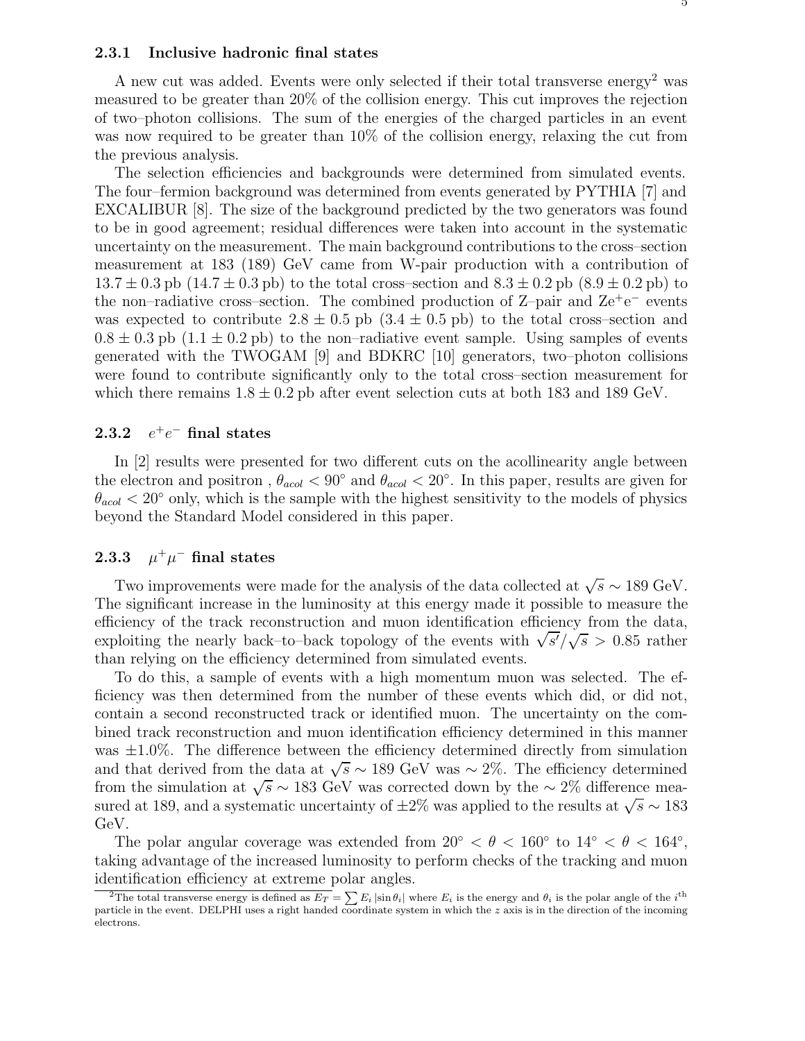### 2.3.1 Inclusive hadronic final states

A new cut was added. Events were only selected if their total transverse energy[2] was measured to be greater than 20% of the collision energy. This cut improves the rejection of two–photon collisions. The sum of the energies of the charged particles in an event was now required to be greater than 10% of the collision energy, relaxing the cut from the previous analysis.

The selection efficiencies and backgrounds were determined from simulated events. The four–fermion background was determined from events generated by PYTHIA [7] and EXCALIBUR [8]. The size of the background predicted by the two generators was found to be in good agreement; residual differences were taken into account in the systematic uncertainty on the measurement. The main background contributions to the cross–section measurement at 183 (189) GeV came from W-pair production with a contribution of $13.7 \pm 0.3$ pb ($14.7 \pm 0.3$ pb) to the total cross–section and $8.3 \pm 0.2$ pb ($8.9 \pm 0.2$ pb) to the non–radiative cross–section. The combined production of Z–pair and $\mathrm{Ze^+e^-}$ events was expected to contribute $2.8 \pm 0.5$ pb ($3.4 \pm 0.5$ pb) to the total cross–section and $0.8 \pm 0.3$ pb ($1.1 \pm 0.2$ pb) to the non–radiative event sample. Using samples of events generated with the TWOGAM [9] and BDKRC [10] generators, two–photon collisions were found to contribute significantly only to the total cross–section measurement for which there remains $1.8 \pm 0.2$ pb after event selection cuts at both 183 and 189 GeV.

### 2.3.2 $e^+e^-$ final states

In [2] results were presented for two different cuts on the acollinearity angle between the electron and positron , $\theta_{acol} < 90^\circ$ and $\theta_{acol} < 20^\circ$. In this paper, results are given for $\theta_{acol} < 20^\circ$ only, which is the sample with the highest sensitivity to the models of physics beyond the Standard Model considered in this paper.

### 2.3.3 $\mu^+\mu^-$ final states

Two improvements were made for the analysis of the data collected at $\sqrt{s} \sim 189$ GeV. The significant increase in the luminosity at this energy made it possible to measure the efficiency of the track reconstruction and muon identification efficiency from the data, exploiting the nearly back–to–back topology of the events with $\sqrt{s'}/\sqrt{s} > 0.85$ rather than relying on the efficiency determined from simulated events.

To do this, a sample of events with a high momentum muon was selected. The efficiency was then determined from the number of these events which did, or did not, contain a second reconstructed track or identified muon. The uncertainty on the combined track reconstruction and muon identification efficiency determined in this manner was $\pm 1.0\%$. The difference between the efficiency determined directly from simulation and that derived from the data at $\sqrt{s} \sim 189$ GeV was $\sim 2\%$. The efficiency determined from the simulation at $\sqrt{s} \sim 183$ GeV was corrected down by the $\sim 2\%$ difference measured at 189, and a systematic uncertainty of $\pm 2\%$ was applied to the results at $\sqrt{s} \sim 183$ GeV.

The polar angular coverage was extended from $20^\circ < \theta < 160^\circ$ to $14^\circ < \theta < 164^\circ$, taking advantage of the increased luminosity to perform checks of the tracking and muon identification efficiency at extreme polar angles.

[2]The total transverse energy is defined as $E_T = \sum E_i \left|\sin\theta_i\right|$ where $E_i$ is the energy and $\theta_i$ is the polar angle of the $i^{\mathrm{th}}$ particle in the event. DELPHI uses a right handed coordinate system in which the $z$ axis is in the direction of the incoming electrons.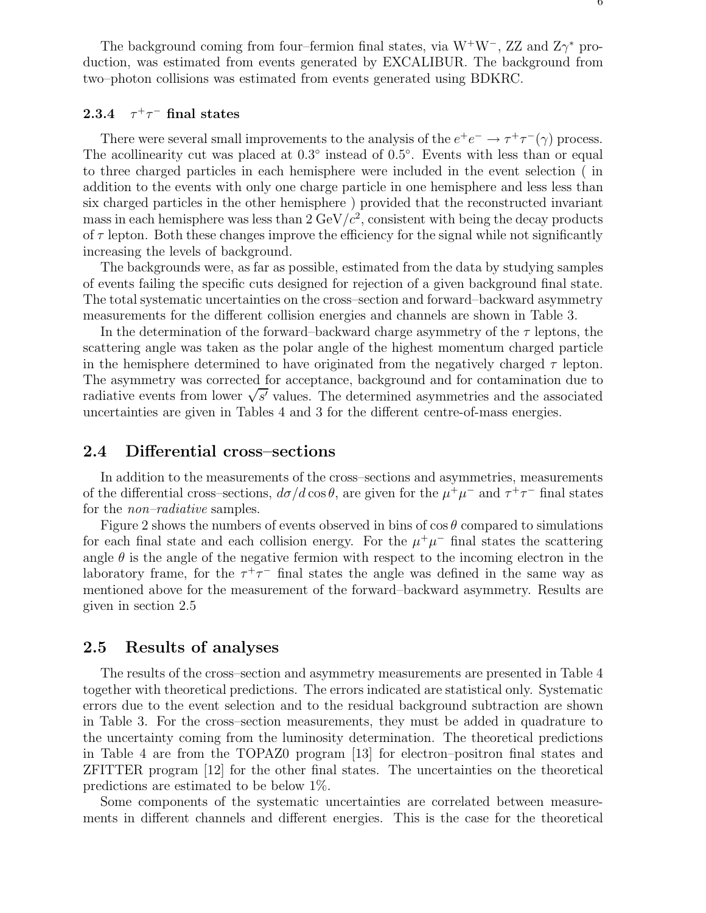The background coming from four–fermion final states, via $W^+W^-$, ZZ and $Z\gamma^*$ production, was estimated from events generated by EXCALIBUR. The background from two–photon collisions was estimated from events generated using BDKRC.

#### 2.3.4 $\tau^+\tau^-$ final states

There were several small improvements to the analysis of the $e^+e^- \rightarrow \tau^+\tau^-(\gamma)$ process. The acollinearity cut was placed at $0.3^\circ$ instead of $0.5^\circ$. Events with less than or equal to three charged particles in each hemisphere were included in the event selection ( in addition to the events with only one charge particle in one hemisphere and less less than six charged particles in the other hemisphere ) provided that the reconstructed invariant mass in each hemisphere was less than 2 GeV/$c^2$, consistent with being the decay products of $\tau$ lepton. Both these changes improve the efficiency for the signal while not significantly increasing the levels of background.

The backgrounds were, as far as possible, estimated from the data by studying samples of events failing the specific cuts designed for rejection of a given background final state. The total systematic uncertainties on the cross–section and forward–backward asymmetry measurements for the different collision energies and channels are shown in Table 3.

In the determination of the forward–backward charge asymmetry of the $\tau$ leptons, the scattering angle was taken as the polar angle of the highest momentum charged particle in the hemisphere determined to have originated from the negatively charged $\tau$ lepton. The asymmetry was corrected for acceptance, background and for contamination due to radiative events from lower $\sqrt{s'}$ values. The determined asymmetries and the associated uncertainties are given in Tables 4 and 3 for the different centre-of-mass energies.

## 2.4 Differential cross–sections

In addition to the measurements of the cross–sections and asymmetries, measurements of the differential cross–sections, $d\sigma/d\cos\theta$, are given for the $\mu^+\mu^-$ and $\tau^+\tau^-$ final states for the *non–radiative* samples.

Figure 2 shows the numbers of events observed in bins of $\cos\theta$ compared to simulations for each final state and each collision energy. For the $\mu^+\mu^-$ final states the scattering angle $\theta$ is the angle of the negative fermion with respect to the incoming electron in the laboratory frame, for the $\tau^+\tau^-$ final states the angle was defined in the same way as mentioned above for the measurement of the forward–backward asymmetry. Results are given in section 2.5

## 2.5 Results of analyses

The results of the cross–section and asymmetry measurements are presented in Table 4 together with theoretical predictions. The errors indicated are statistical only. Systematic errors due to the event selection and to the residual background subtraction are shown in Table 3. For the cross–section measurements, they must be added in quadrature to the uncertainty coming from the luminosity determination. The theoretical predictions in Table 4 are from the TOPAZ0 program [13] for electron–positron final states and ZFITTER program [12] for the other final states. The uncertainties on the theoretical predictions are estimated to be below 1%.

Some components of the systematic uncertainties are correlated between measurements in different channels and different energies. This is the case for the theoretical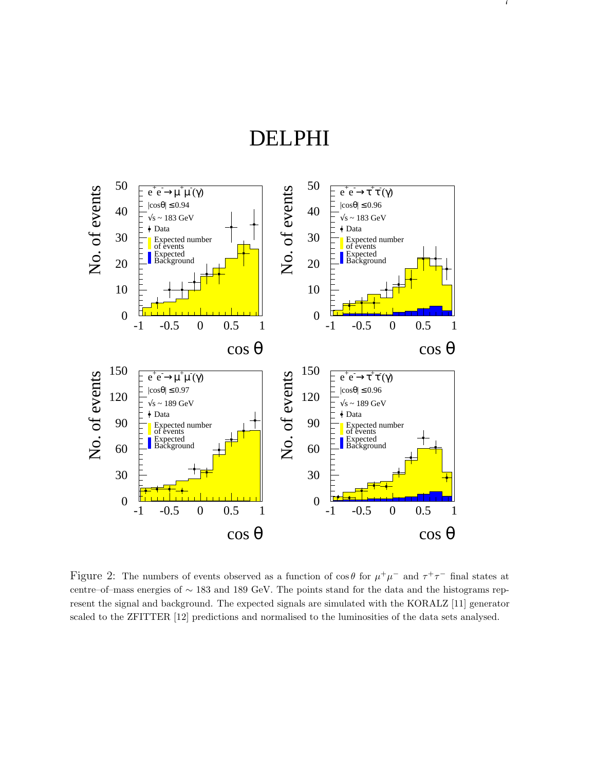DELPHI

Figure 2: The numbers of events observed as a function of $\cos\theta$ for $\mu^+\mu^-$ and $\tau^+\tau^-$ final states at centre–of–mass energies of $\sim 183$ and 189 GeV. The points stand for the data and the histograms represent the signal and background. The expected signals are simulated with the KORALZ [11] generator scaled to the ZFITTER [12] predictions and normalised to the luminosities of the data sets analysed.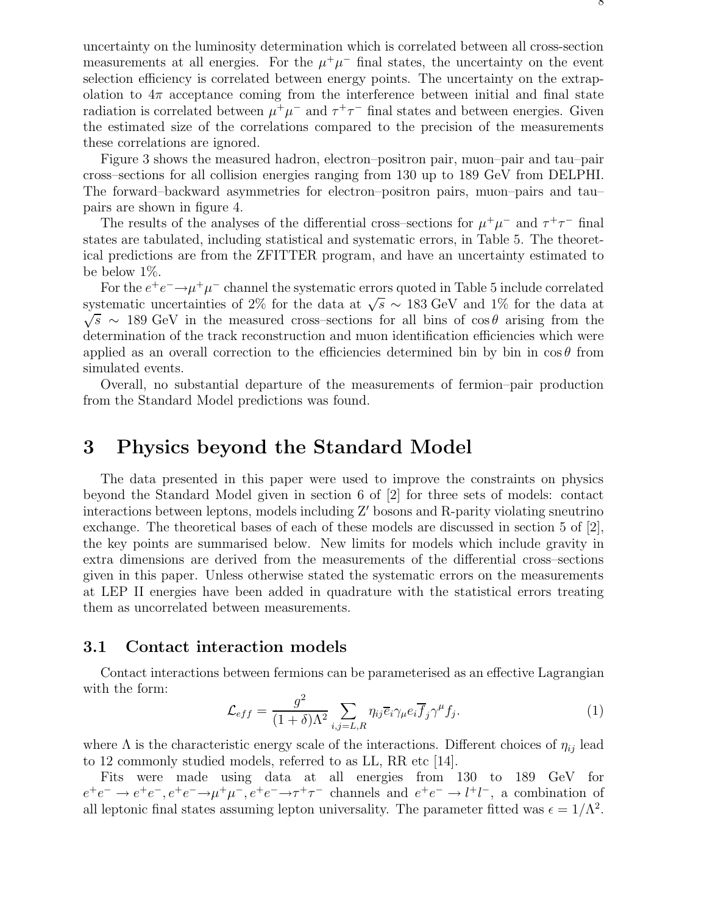uncertainty on the luminosity determination which is correlated between all cross-section measurements at all energies. For the $\mu^+\mu^-$ final states, the uncertainty on the event selection efficiency is correlated between energy points. The uncertainty on the extrapolation to $4\pi$ acceptance coming from the interference between initial and final state radiation is correlated between $\mu^+\mu^-$ and $\tau^+\tau^-$ final states and between energies. Given the estimated size of the correlations compared to the precision of the measurements these correlations are ignored.

Figure 3 shows the measured hadron, electron–positron pair, muon–pair and tau–pair cross–sections for all collision energies ranging from 130 up to 189 GeV from DELPHI. The forward–backward asymmetries for electron–positron pairs, muon–pairs and tau–pairs are shown in figure 4.

The results of the analyses of the differential cross–sections for $\mu^+\mu^-$ and $\tau^+\tau^-$ final states are tabulated, including statistical and systematic errors, in Table 5. The theoretical predictions are from the ZFITTER program, and have an uncertainty estimated to be below 1%.

For the $e^+e^-\to\mu^+\mu^-$ channel the systematic errors quoted in Table 5 include correlated systematic uncertainties of 2% for the data at $\sqrt{s}\sim 183$ GeV and 1% for the data at $\sqrt{s}\sim 189$ GeV in the measured cross–sections for all bins of $\cos\theta$ arising from the determination of the track reconstruction and muon identification efficiencies which were applied as an overall correction to the efficiencies determined bin by bin in $\cos\theta$ from simulated events.

Overall, no substantial departure of the measurements of fermion–pair production from the Standard Model predictions was found.

# 3 Physics beyond the Standard Model

The data presented in this paper were used to improve the constraints on physics beyond the Standard Model given in section 6 of [2] for three sets of models: contact interactions between leptons, models including Z′ bosons and R-parity violating sneutrino exchange. The theoretical bases of each of these models are discussed in section 5 of [2], the key points are summarised below. New limits for models which include gravity in extra dimensions are derived from the measurements of the differential cross–sections given in this paper. Unless otherwise stated the systematic errors on the measurements at LEP II energies have been added in quadrature with the statistical errors treating them as uncorrelated between measurements.

## 3.1 Contact interaction models

Contact interactions between fermions can be parameterised as an effective Lagrangian with the form:

$$\mathcal{L}_{eff} = \frac{g^2}{(1+\delta)\Lambda^2} \sum_{i,j=L,R} \eta_{ij}\overline{e}_i\gamma_\mu e_i\overline{f}_j\gamma^\mu f_j. \quad (1)$$

where $\Lambda$ is the characteristic energy scale of the interactions. Different choices of $\eta_{ij}$ lead to 12 commonly studied models, referred to as LL, RR etc [14].

Fits were made using data at all energies from 130 to 189 GeV for $e^+e^-\to e^+e^-, e^+e^-\to\mu^+\mu^-, e^+e^-\to\tau^+\tau^-$ channels and $e^+e^-\to l^+l^-$, a combination of all leptonic final states assuming lepton universality. The parameter fitted was $\epsilon = 1/\Lambda^2$.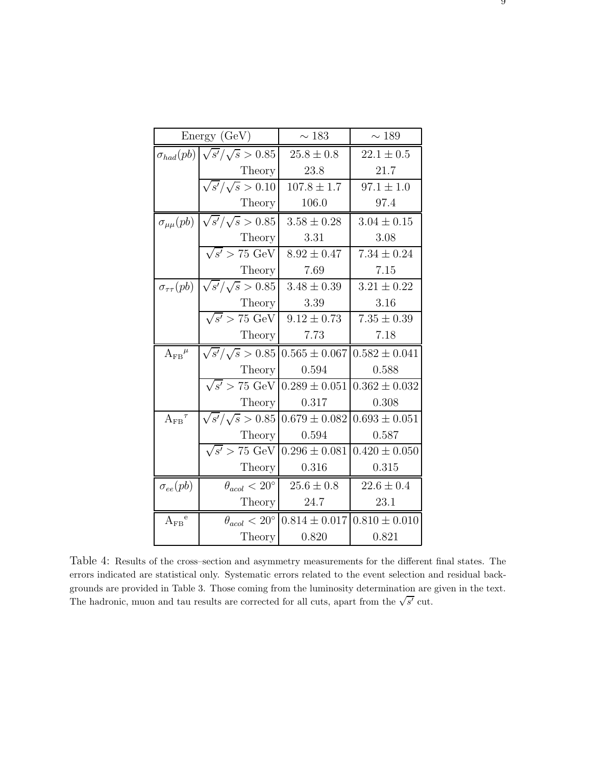| Energy (GeV) | | $\sim 183$ | $\sim 189$ |
|---|---|---|---|
| $\sigma_{had}(pb)$ | $\sqrt{s'}/\sqrt{s} > 0.85$ | $25.8 \pm 0.8$ | $22.1 \pm 0.5$ |
| | Theory | 23.8 | 21.7 |
| | $\sqrt{s'}/\sqrt{s} > 0.10$ | $107.8 \pm 1.7$ | $97.1 \pm 1.0$ |
| | Theory | 106.0 | 97.4 |
| $\sigma_{\mu\mu}(pb)$ | $\sqrt{s'}/\sqrt{s} > 0.85$ | $3.58 \pm 0.28$ | $3.04 \pm 0.15$ |
| | Theory | 3.31 | 3.08 |
| | $\sqrt{s'} > 75$ GeV | $8.92 \pm 0.47$ | $7.34 \pm 0.24$ |
| | Theory | 7.69 | 7.15 |
| $\sigma_{\tau\tau}(pb)$ | $\sqrt{s'}/\sqrt{s} > 0.85$ | $3.48 \pm 0.39$ | $3.21 \pm 0.22$ |
| | Theory | 3.39 | 3.16 |
| | $\sqrt{s'} > 75$ GeV | $9.12 \pm 0.73$ | $7.35 \pm 0.39$ |
| | Theory | 7.73 | 7.18 |
| ${A_{FB}}^{\mu}$ | $\sqrt{s'}/\sqrt{s} > 0.85$ | $0.565 \pm 0.067$ | $0.582 \pm 0.041$ |
| | Theory | 0.594 | 0.588 |
| | $\sqrt{s'} > 75$ GeV | $0.289 \pm 0.051$ | $0.362 \pm 0.032$ |
| | Theory | 0.317 | 0.308 |
| ${A_{FB}}^{\tau}$ | $\sqrt{s'}/\sqrt{s} > 0.85$ | $0.679 \pm 0.082$ | $0.693 \pm 0.051$ |
| | Theory | 0.594 | 0.587 |
| | $\sqrt{s'} > 75$ GeV | $0.296 \pm 0.081$ | $0.420 \pm 0.050$ |
| | Theory | 0.316 | 0.315 |
| $\sigma_{ee}(pb)$ | $\theta_{acol} < 20^{\circ}$ | $25.6 \pm 0.8$ | $22.6 \pm 0.4$ |
| | Theory | 24.7 | 23.1 |
| ${A_{FB}}^{e}$ | $\theta_{acol} < 20^{\circ}$ | $0.814 \pm 0.017$ | $0.810 \pm 0.010$ |
| | Theory | 0.820 | 0.821 |

Table 4: Results of the cross–section and asymmetry measurements for the different final states. The errors indicated are statistical only. Systematic errors related to the event selection and residual backgrounds are provided in Table 3. Those coming from the luminosity determination are given in the text. The hadronic, muon and tau results are corrected for all cuts, apart from the $\sqrt{s'}$ cut.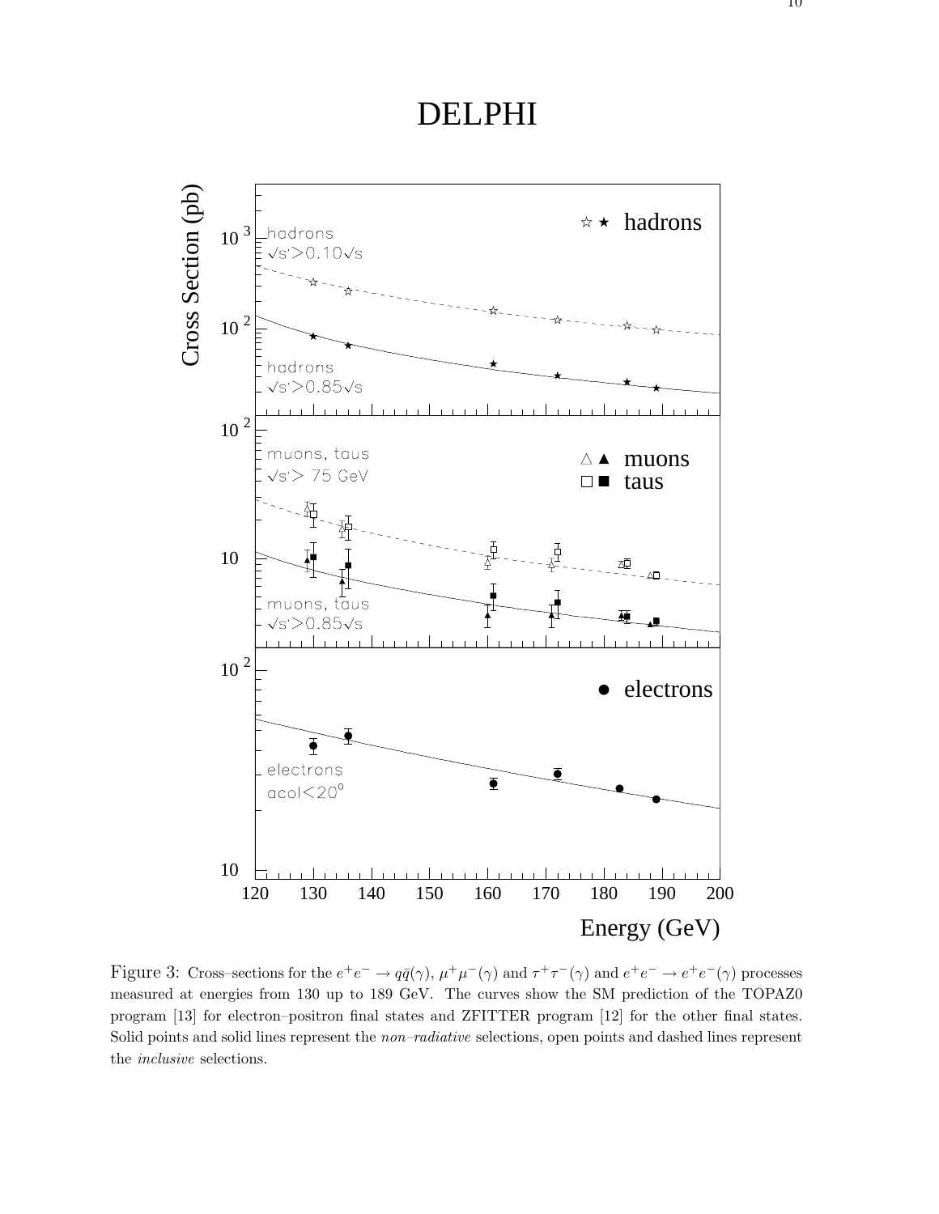Figure 3: Cross–sections for the $e^+e^- \to q\bar{q}(\gamma)$, $\mu^+\mu^-(\gamma)$ and $\tau^+\tau^-(\gamma)$ and $e^+e^- \to e^+e^-(\gamma)$ processes measured at energies from 130 up to 189 GeV. The curves show the SM prediction of the TOPAZ0 program [13] for electron–positron final states and ZFITTER program [12] for the other final states. Solid points and solid lines represent the *non–radiative* selections, open points and dashed lines represent the *inclusive* selections.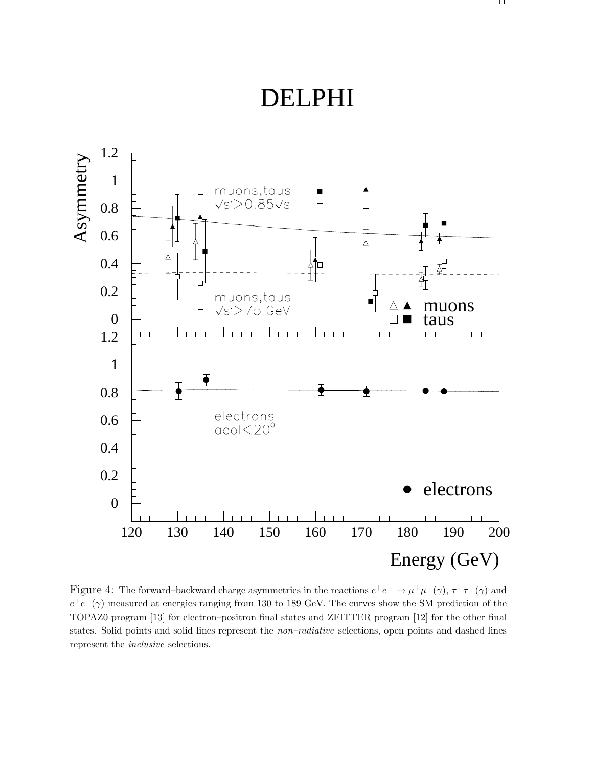Figure 4: The forward–backward charge asymmetries in the reactions $e^+e^- \rightarrow \mu^+\mu^-(\gamma)$, $\tau^+\tau^-(\gamma)$ and $e^+e^-(\gamma)$ measured at energies ranging from 130 to 189 GeV. The curves show the SM prediction of the TOPAZ0 program [13] for electron–positron final states and ZFITTER program [12] for the other final states. Solid points and solid lines represent the *non–radiative* selections, open points and dashed lines represent the *inclusive* selections.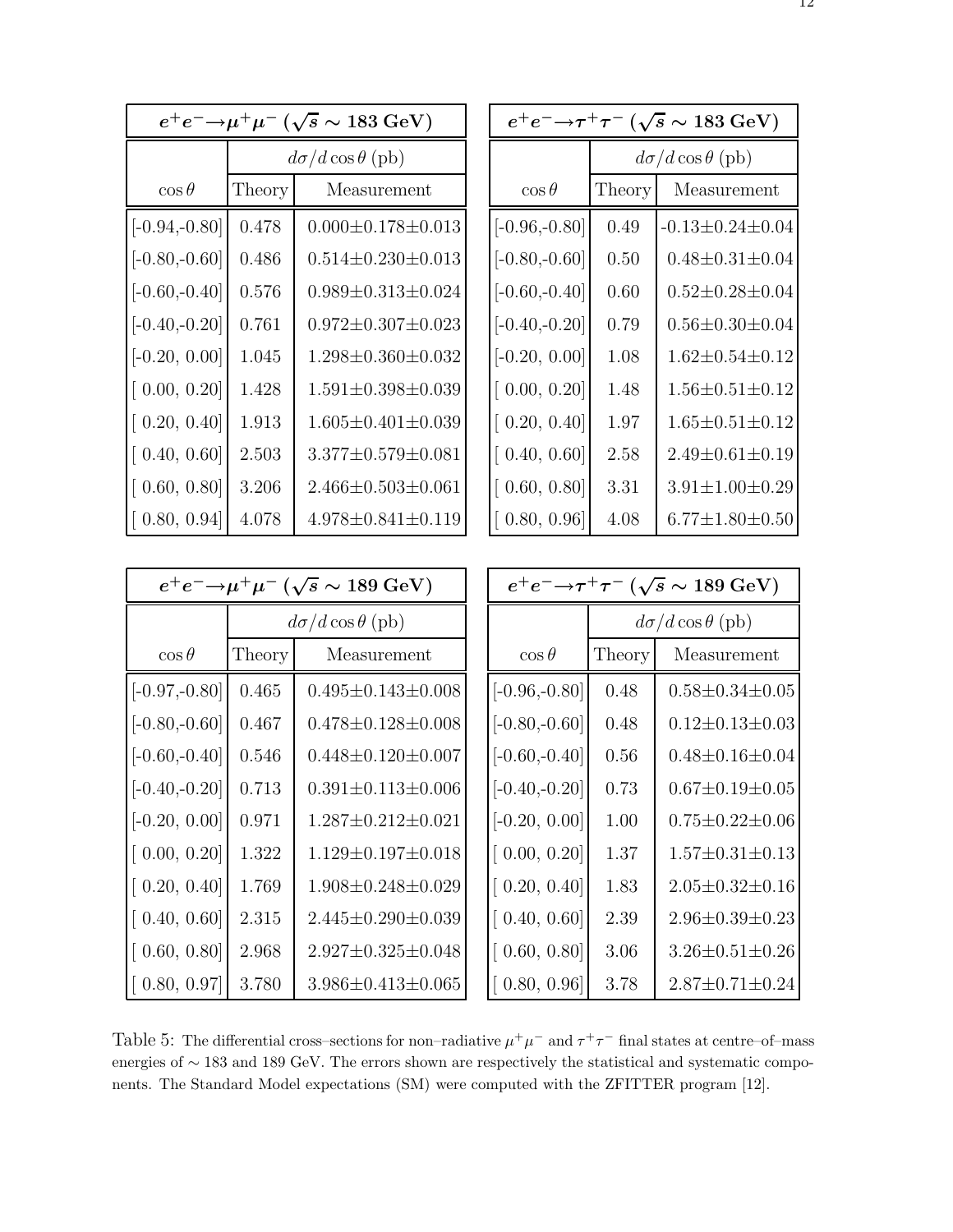| $e^+e^- \to \mu^+\mu^-$ ($\sqrt{s} \sim 183$ GeV) | | |
|---|---|---|
| | $d\sigma/d\cos\theta$ (pb) | |
| $\cos\theta$ | Theory | Measurement |
| [-0.94,-0.80] | 0.478 | 0.000±0.178±0.013 |
| [-0.80,-0.60] | 0.486 | 0.514±0.230±0.013 |
| [-0.60,-0.40] | 0.576 | 0.989±0.313±0.024 |
| [-0.40,-0.20] | 0.761 | 0.972±0.307±0.023 |
| [-0.20, 0.00] | 1.045 | 1.298±0.360±0.032 |
| [ 0.00, 0.20] | 1.428 | 1.591±0.398±0.039 |
| [ 0.20, 0.40] | 1.913 | 1.605±0.401±0.039 |
| [ 0.40, 0.60] | 2.503 | 3.377±0.579±0.081 |
| [ 0.60, 0.80] | 3.206 | 2.466±0.503±0.061 |
| [ 0.80, 0.94] | 4.078 | 4.978±0.841±0.119 |

| $e^+e^- \to \tau^+\tau^-$ ($\sqrt{s} \sim 183$ GeV) | | |
|---|---|---|
| | $d\sigma/d\cos\theta$ (pb) | |
| $\cos\theta$ | Theory | Measurement |
| [-0.96,-0.80] | 0.49 | -0.13±0.24±0.04 |
| [-0.80,-0.60] | 0.50 | 0.48±0.31±0.04 |
| [-0.60,-0.40] | 0.60 | 0.52±0.28±0.04 |
| [-0.40,-0.20] | 0.79 | 0.56±0.30±0.04 |
| [-0.20, 0.00] | 1.08 | 1.62±0.54±0.12 |
| [ 0.00, 0.20] | 1.48 | 1.56±0.51±0.12 |
| [ 0.20, 0.40] | 1.97 | 1.65±0.51±0.12 |
| [ 0.40, 0.60] | 2.58 | 2.49±0.61±0.19 |
| [ 0.60, 0.80] | 3.31 | 3.91±1.00±0.29 |
| [ 0.80, 0.96] | 4.08 | 6.77±1.80±0.50 |

| $e^+e^- \to \mu^+\mu^-$ ($\sqrt{s} \sim 189$ GeV) | | |
|---|---|---|
| | $d\sigma/d\cos\theta$ (pb) | |
| $\cos\theta$ | Theory | Measurement |
| [-0.97,-0.80] | 0.465 | 0.495±0.143±0.008 |
| [-0.80,-0.60] | 0.467 | 0.478±0.128±0.008 |
| [-0.60,-0.40] | 0.546 | 0.448±0.120±0.007 |
| [-0.40,-0.20] | 0.713 | 0.391±0.113±0.006 |
| [-0.20, 0.00] | 0.971 | 1.287±0.212±0.021 |
| [ 0.00, 0.20] | 1.322 | 1.129±0.197±0.018 |
| [ 0.20, 0.40] | 1.769 | 1.908±0.248±0.029 |
| [ 0.40, 0.60] | 2.315 | 2.445±0.290±0.039 |
| [ 0.60, 0.80] | 2.968 | 2.927±0.325±0.048 |
| [ 0.80, 0.97] | 3.780 | 3.986±0.413±0.065 |

| $e^+e^- \to \tau^+\tau^-$ ($\sqrt{s} \sim 189$ GeV) | | |
|---|---|---|
| | $d\sigma/d\cos\theta$ (pb) | |
| $\cos\theta$ | Theory | Measurement |
| [-0.96,-0.80] | 0.48 | 0.58±0.34±0.05 |
| [-0.80,-0.60] | 0.48 | 0.12±0.13±0.03 |
| [-0.60,-0.40] | 0.56 | 0.48±0.16±0.04 |
| [-0.40,-0.20] | 0.73 | 0.67±0.19±0.05 |
| [-0.20, 0.00] | 1.00 | 0.75±0.22±0.06 |
| [ 0.00, 0.20] | 1.37 | 1.57±0.31±0.13 |
| [ 0.20, 0.40] | 1.83 | 2.05±0.32±0.16 |
| [ 0.40, 0.60] | 2.39 | 2.96±0.39±0.23 |
| [ 0.60, 0.80] | 3.06 | 3.26±0.51±0.26 |
| [ 0.80, 0.96] | 3.78 | 2.87±0.71±0.24 |

Table 5: The differential cross–sections for non–radiative $\mu^+\mu^-$ and $\tau^+\tau^-$ final states at centre–of–mass energies of $\sim$ 183 and 189 GeV. The errors shown are respectively the statistical and systematic components. The Standard Model expectations (SM) were computed with the ZFITTER program [12].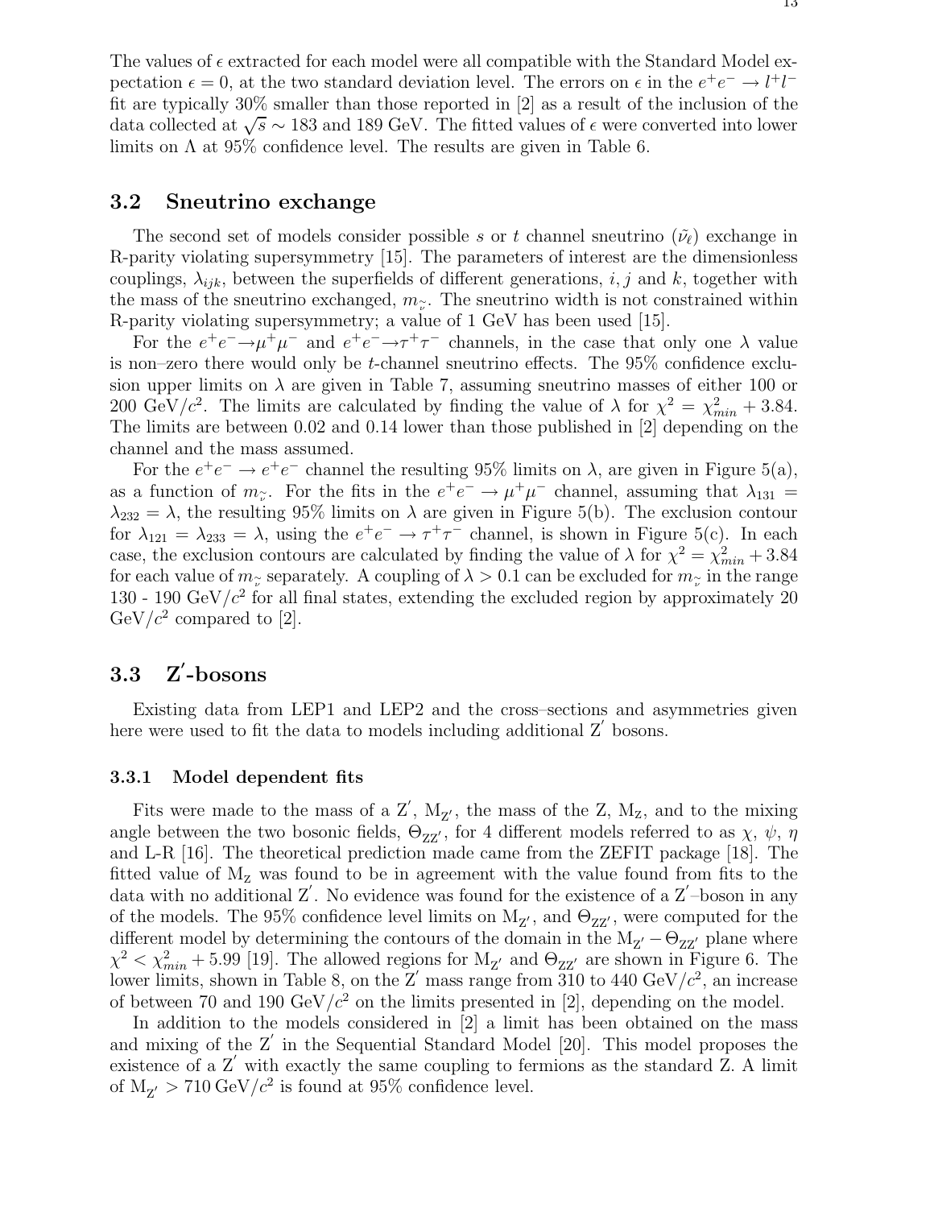The values of $\epsilon$ extracted for each model were all compatible with the Standard Model expectation $\epsilon = 0$, at the two standard deviation level. The errors on $\epsilon$ in the $e^+e^- \rightarrow l^+l^-$ fit are typically 30% smaller than those reported in [2] as a result of the inclusion of the data collected at $\sqrt{s} \sim 183$ and 189 GeV. The fitted values of $\epsilon$ were converted into lower limits on $\Lambda$ at 95% confidence level. The results are given in Table 6.

## 3.2 Sneutrino exchange

The second set of models consider possible $s$ or $t$ channel sneutrino ($\tilde{\nu}_\ell$) exchange in R-parity violating supersymmetry [15]. The parameters of interest are the dimensionless couplings, $\lambda_{ijk}$, between the superfields of different generations, $i, j$ and $k$, together with the mass of the sneutrino exchanged, $m_{\tilde{\nu}}$. The sneutrino width is not constrained within R-parity violating supersymmetry; a value of 1 GeV has been used [15].

For the $e^+e^- \rightarrow \mu^+\mu^-$ and $e^+e^- \rightarrow \tau^+\tau^-$ channels, in the case that only one $\lambda$ value is non–zero there would only be $t$-channel sneutrino effects. The 95% confidence exclusion upper limits on $\lambda$ are given in Table 7, assuming sneutrino masses of either 100 or 200 GeV/$c^2$. The limits are calculated by finding the value of $\lambda$ for $\chi^2 = \chi^2_{min} + 3.84$. The limits are between 0.02 and 0.14 lower than those published in [2] depending on the channel and the mass assumed.

For the $e^+e^- \rightarrow e^+e^-$ channel the resulting 95% limits on $\lambda$, are given in Figure 5(a), as a function of $m_{\tilde{\nu}}$. For the fits in the $e^+e^- \rightarrow \mu^+\mu^-$ channel, assuming that $\lambda_{131} = \lambda_{232} = \lambda$, the resulting 95% limits on $\lambda$ are given in Figure 5(b). The exclusion contour for $\lambda_{121} = \lambda_{233} = \lambda$, using the $e^+e^- \rightarrow \tau^+\tau^-$ channel, is shown in Figure 5(c). In each case, the exclusion contours are calculated by finding the value of $\lambda$ for $\chi^2 = \chi^2_{min} + 3.84$ for each value of $m_{\tilde{\nu}}$ separately. A coupling of $\lambda > 0.1$ can be excluded for $m_{\tilde{\nu}}$ in the range 130 - 190 GeV/$c^2$ for all final states, extending the excluded region by approximately 20 GeV/$c^2$ compared to [2].

## 3.3 $\mathrm{Z}'$-bosons

Existing data from LEP1 and LEP2 and the cross–sections and asymmetries given here were used to fit the data to models including additional $\mathrm{Z}'$ bosons.

### 3.3.1 Model dependent fits

Fits were made to the mass of a $\mathrm{Z}'$, $\mathrm{M_{Z'}}$, the mass of the Z, $\mathrm{M_Z}$, and to the mixing angle between the two bosonic fields, $\Theta_{\mathrm{ZZ'}}$, for 4 different models referred to as $\chi$, $\psi$, $\eta$ and L-R [16]. The theoretical prediction made came from the ZEFIT package [18]. The fitted value of $\mathrm{M_Z}$ was found to be in agreement with the value found from fits to the data with no additional $\mathrm{Z}'$. No evidence was found for the existence of a $\mathrm{Z}'$–boson in any of the models. The 95% confidence level limits on $\mathrm{M_{Z'}}$, and $\Theta_{\mathrm{ZZ'}}$, were computed for the different model by determining the contours of the domain in the $\mathrm{M_{Z'}} - \Theta_{\mathrm{ZZ'}}$ plane where $\chi^2 < \chi^2_{min} + 5.99$ [19]. The allowed regions for $\mathrm{M_{Z'}}$ and $\Theta_{\mathrm{ZZ'}}$ are shown in Figure 6. The lower limits, shown in Table 8, on the $\mathrm{Z}'$ mass range from 310 to 440 GeV/$c^2$, an increase of between 70 and 190 GeV/$c^2$ on the limits presented in [2], depending on the model.

In addition to the models considered in [2] a limit has been obtained on the mass and mixing of the $\mathrm{Z}'$ in the Sequential Standard Model [20]. This model proposes the existence of a $\mathrm{Z}'$ with exactly the same coupling to fermions as the standard Z. A limit of $\mathrm{M_{Z'}} > 710$ GeV/$c^2$ is found at 95% confidence level.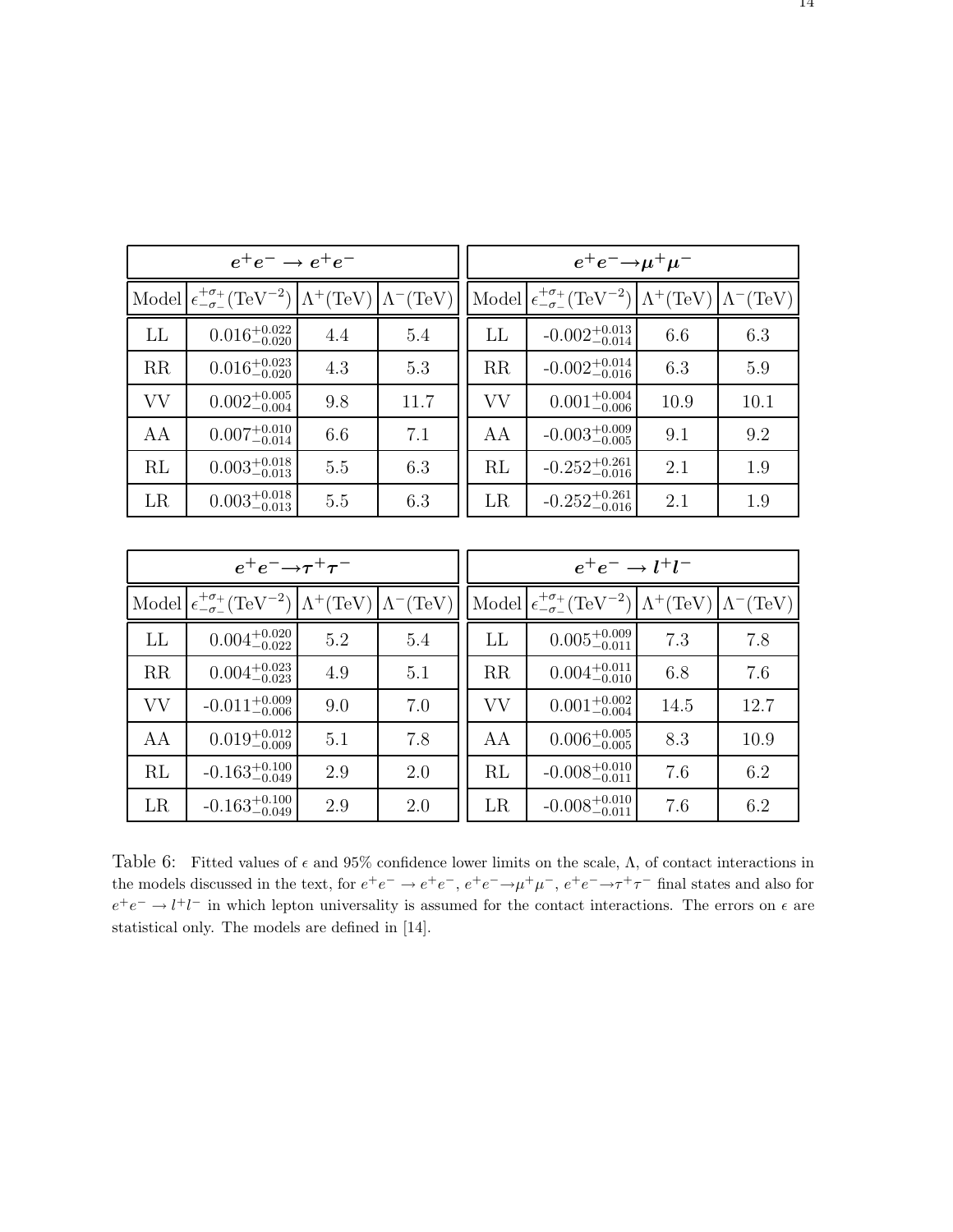| $e^+e^- \rightarrow e^+e^-$ | | | |
|---|---|---|---|
| Model | $\epsilon^{+\sigma_+}_{-\sigma_-}(\text{TeV}^{-2})$ | $\Lambda^+(\text{TeV})$ | $\Lambda^-(\text{TeV})$ |
| LL | $0.016^{+0.022}_{-0.020}$ | 4.4 | 5.4 |
| RR | $0.016^{+0.023}_{-0.020}$ | 4.3 | 5.3 |
| VV | $0.002^{+0.005}_{-0.004}$ | 9.8 | 11.7 |
| AA | $0.007^{+0.010}_{-0.014}$ | 6.6 | 7.1 |
| RL | $0.003^{+0.018}_{-0.013}$ | 5.5 | 6.3 |
| LR | $0.003^{+0.018}_{-0.013}$ | 5.5 | 6.3 |

| $e^+e^- \rightarrow \mu^+\mu^-$ | | | |
|---|---|---|---|
| Model | $\epsilon^{+\sigma_+}_{-\sigma_-}(\text{TeV}^{-2})$ | $\Lambda^+(\text{TeV})$ | $\Lambda^-(\text{TeV})$ |
| LL | $-0.002^{+0.013}_{-0.014}$ | 6.6 | 6.3 |
| RR | $-0.002^{+0.014}_{-0.016}$ | 6.3 | 5.9 |
| VV | $0.001^{+0.004}_{-0.006}$ | 10.9 | 10.1 |
| AA | $-0.003^{+0.009}_{-0.005}$ | 9.1 | 9.2 |
| RL | $-0.252^{+0.261}_{-0.016}$ | 2.1 | 1.9 |
| LR | $-0.252^{+0.261}_{-0.016}$ | 2.1 | 1.9 |

| $e^+e^- \rightarrow \tau^+\tau^-$ | | | |
|---|---|---|---|
| Model | $\epsilon^{+\sigma_+}_{-\sigma_-}(\text{TeV}^{-2})$ | $\Lambda^+(\text{TeV})$ | $\Lambda^-(\text{TeV})$ |
| LL | $0.004^{+0.020}_{-0.022}$ | 5.2 | 5.4 |
| RR | $0.004^{+0.023}_{-0.023}$ | 4.9 | 5.1 |
| VV | $-0.011^{+0.009}_{-0.006}$ | 9.0 | 7.0 |
| AA | $0.019^{+0.012}_{-0.009}$ | 5.1 | 7.8 |
| RL | $-0.163^{+0.100}_{-0.049}$ | 2.9 | 2.0 |
| LR | $-0.163^{+0.100}_{-0.049}$ | 2.9 | 2.0 |

| $e^+e^- \rightarrow l^+l^-$ | | | |
|---|---|---|---|
| Model | $\epsilon^{+\sigma_+}_{-\sigma_-}(\text{TeV}^{-2})$ | $\Lambda^+(\text{TeV})$ | $\Lambda^-(\text{TeV})$ |
| LL | $0.005^{+0.009}_{-0.011}$ | 7.3 | 7.8 |
| RR | $0.004^{+0.011}_{-0.010}$ | 6.8 | 7.6 |
| VV | $0.001^{+0.002}_{-0.004}$ | 14.5 | 12.7 |
| AA | $0.006^{+0.005}_{-0.005}$ | 8.3 | 10.9 |
| RL | $-0.008^{+0.010}_{-0.011}$ | 7.6 | 6.2 |
| LR | $-0.008^{+0.010}_{-0.011}$ | 7.6 | 6.2 |

Table 6: Fitted values of $\epsilon$ and 95% confidence lower limits on the scale, $\Lambda$, of contact interactions in the models discussed in the text, for $e^+e^- \rightarrow e^+e^-$, $e^+e^- \rightarrow \mu^+\mu^-$, $e^+e^- \rightarrow \tau^+\tau^-$ final states and also for $e^+e^- \rightarrow l^+l^-$ in which lepton universality is assumed for the contact interactions. The errors on $\epsilon$ are statistical only. The models are defined in [14].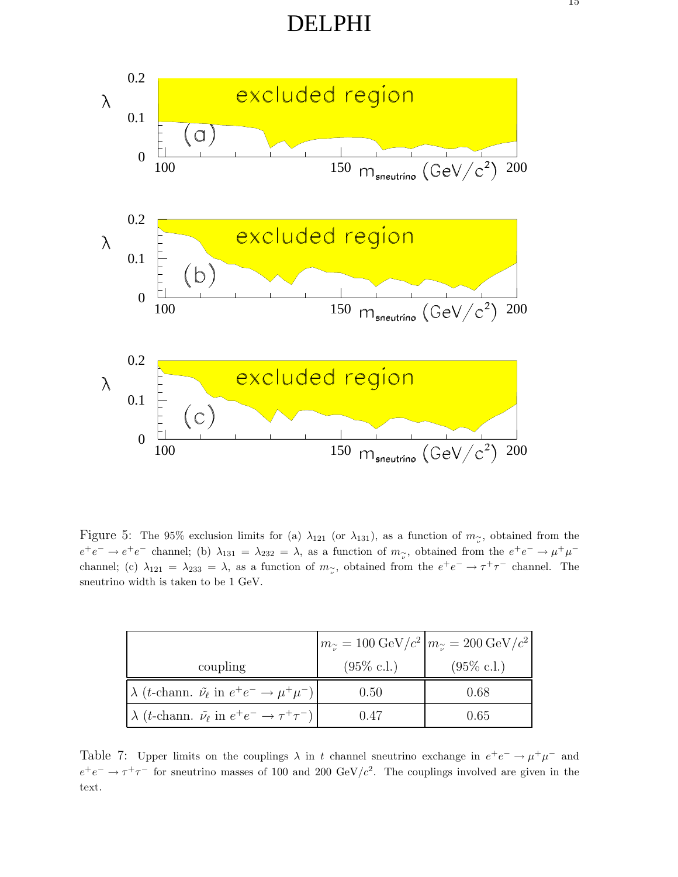Figure 5: The 95% exclusion limits for (a) $\lambda_{121}$ (or $\lambda_{131}$), as a function of $m_{\tilde{\nu}}$, obtained from the $e^+e^- \to e^+e^-$ channel; (b) $\lambda_{131} = \lambda_{232} = \lambda$, as a function of $m_{\tilde{\nu}}$, obtained from the $e^+e^- \to \mu^+\mu^-$ channel; (c) $\lambda_{121} = \lambda_{233} = \lambda$, as a function of $m_{\tilde{\nu}}$, obtained from the $e^+e^- \to \tau^+\tau^-$ channel. The sneutrino width is taken to be 1 GeV.

| coupling | $m_{\tilde{\nu}} = 100\,\mathrm{GeV}/c^2$ (95% c.l.) | $m_{\tilde{\nu}} = 200\,\mathrm{GeV}/c^2$ (95% c.l.) |
|---|---|---|
| $\lambda$ ($t$-chann. $\tilde{\nu}_\ell$ in $e^+e^- \to \mu^+\mu^-$) | 0.50 | 0.68 |
| $\lambda$ ($t$-chann. $\tilde{\nu}_\ell$ in $e^+e^- \to \tau^+\tau^-$) | 0.47 | 0.65 |

Table 7: Upper limits on the couplings $\lambda$ in $t$ channel sneutrino exchange in $e^+e^- \to \mu^+\mu^-$ and $e^+e^- \to \tau^+\tau^-$ for sneutrino masses of 100 and 200 GeV/$c^2$. The couplings involved are given in the text.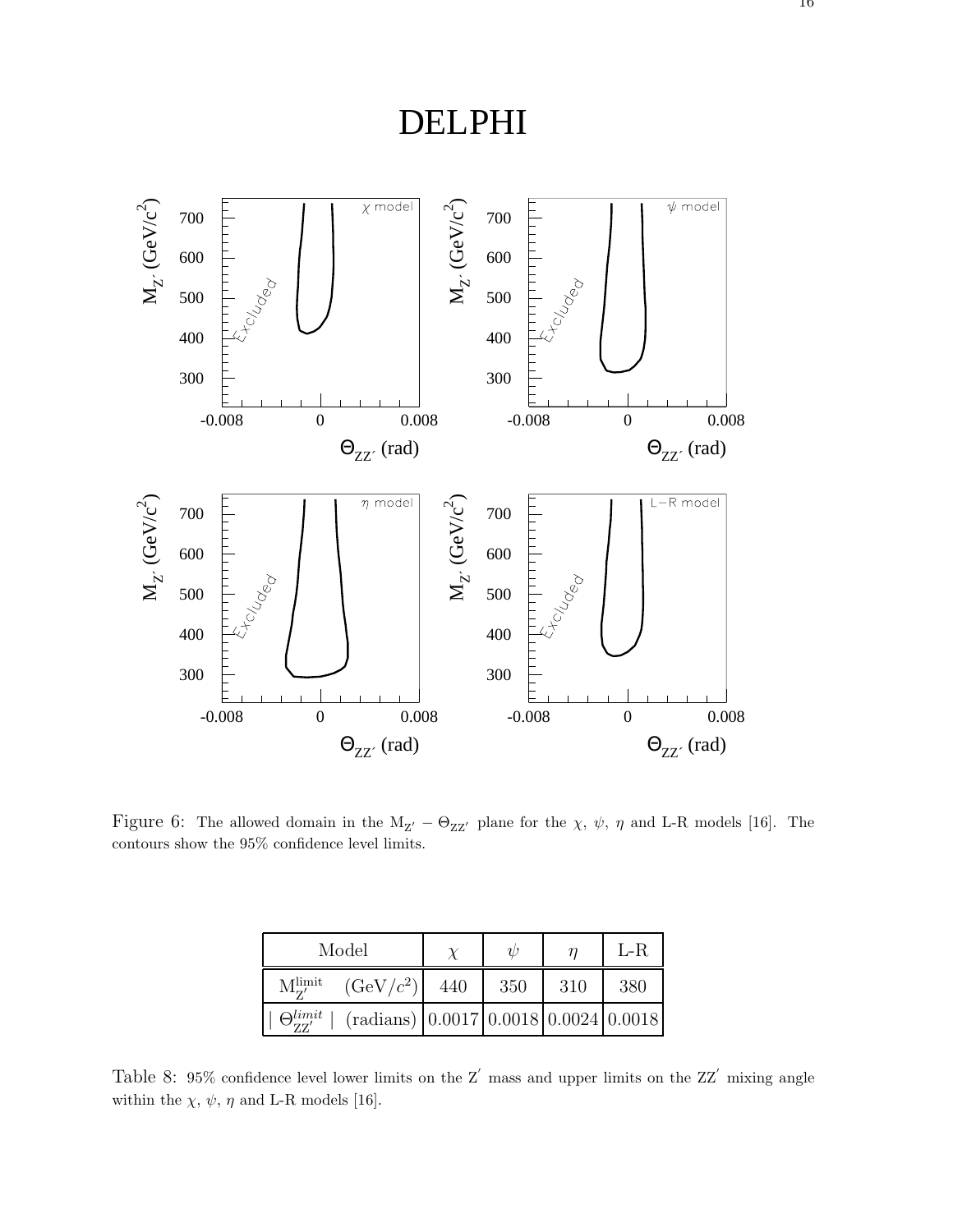DELPHI

Figure 6: The allowed domain in the $M_{Z'} - \Theta_{ZZ'}$ plane for the $\chi$, $\psi$, $\eta$ and L-R models [16]. The contours show the 95% confidence level limits.

| Model | $\chi$ | $\psi$ | $\eta$ | L-R |
|---|---|---|---|---|
| $M_{Z'}^{\rm limit}$ $(\mathrm{GeV}/c^2)$ | 440 | 350 | 310 | 380 |
| $\mid \Theta_{ZZ'}^{limit} \mid$ (radians) | 0.0017 | 0.0018 | 0.0024 | 0.0018 |

Table 8: 95% confidence level lower limits on the $Z'$ mass and upper limits on the $ZZ'$ mixing angle within the $\chi$, $\psi$, $\eta$ and L-R models [16].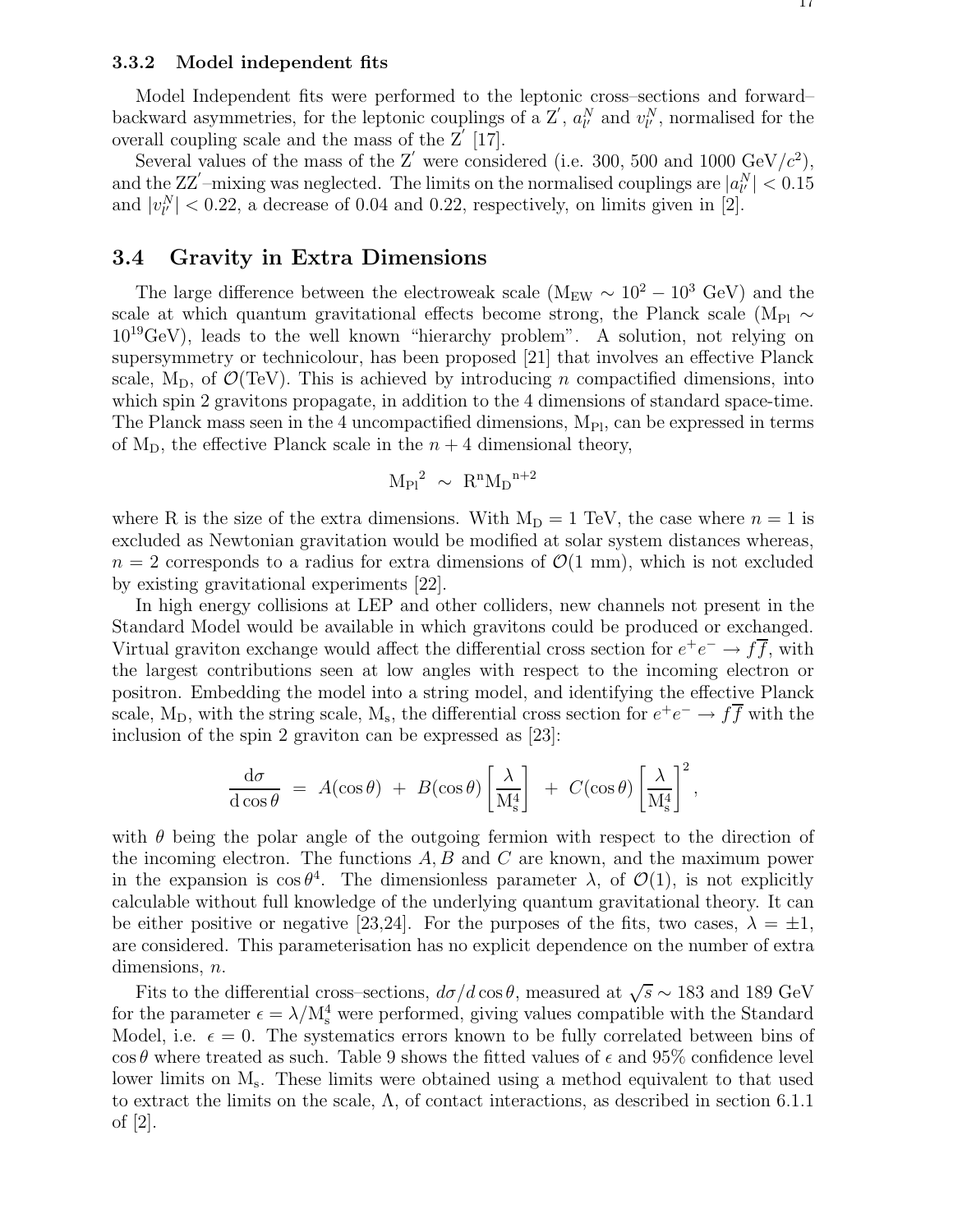### 3.3.2 Model independent fits

Model Independent fits were performed to the leptonic cross–sections and forward–backward asymmetries, for the leptonic couplings of a Z$'$, $a_{l'}^N$ and $v_{l'}^N$, normalised for the overall coupling scale and the mass of the Z$'$ [17].

Several values of the mass of the Z$'$ were considered (i.e. 300, 500 and 1000 GeV/$c^2$), and the ZZ$'$–mixing was neglected. The limits on the normalised couplings are $|a_{l'}^N| < 0.15$ and $|v_{l'}^N| < 0.22$, a decrease of 0.04 and 0.22, respectively, on limits given in [2].

## 3.4 Gravity in Extra Dimensions

The large difference between the electroweak scale ($\mathrm{M_{EW}} \sim 10^2 - 10^3$ GeV) and the scale at which quantum gravitational effects become strong, the Planck scale ($\mathrm{M_{Pl}} \sim 10^{19}$GeV), leads to the well known "hierarchy problem". A solution, not relying on supersymmetry or technicolour, has been proposed [21] that involves an effective Planck scale, $\mathrm{M_D}$, of $\mathcal{O}$(TeV). This is achieved by introducing $n$ compactified dimensions, into which spin 2 gravitons propagate, in addition to the 4 dimensions of standard space-time. The Planck mass seen in the 4 uncompactified dimensions, $\mathrm{M_{Pl}}$, can be expressed in terms of $\mathrm{M_D}$, the effective Planck scale in the $n+4$ dimensional theory,

$$\mathrm{M_{Pl}}^2 \;\sim\; \mathrm{R^n M_D}^{\mathrm{n+2}}$$

where R is the size of the extra dimensions. With $\mathrm{M_D} = 1$ TeV, the case where $n = 1$ is excluded as Newtonian gravitation would be modified at solar system distances whereas, $n = 2$ corresponds to a radius for extra dimensions of $\mathcal{O}$(1 mm), which is not excluded by existing gravitational experiments [22].

In high energy collisions at LEP and other colliders, new channels not present in the Standard Model would be available in which gravitons could be produced or exchanged. Virtual graviton exchange would affect the differential cross section for $e^+e^- \rightarrow f\overline{f}$, with the largest contributions seen at low angles with respect to the incoming electron or positron. Embedding the model into a string model, and identifying the effective Planck scale, $\mathrm{M_D}$, with the string scale, $\mathrm{M_s}$, the differential cross section for $e^+e^- \rightarrow f\overline{f}$ with the inclusion of the spin 2 graviton can be expressed as [23]:

$$\frac{\mathrm{d}\sigma}{\mathrm{d}\cos\theta} \;=\; A(\cos\theta) \;+\; B(\cos\theta)\left[\frac{\lambda}{\mathrm{M_s^4}}\right] \;+\; C(\cos\theta)\left[\frac{\lambda}{\mathrm{M_s^4}}\right]^2,$$

with $\theta$ being the polar angle of the outgoing fermion with respect to the direction of the incoming electron. The functions $A, B$ and $C$ are known, and the maximum power in the expansion is $\cos\theta^4$. The dimensionless parameter $\lambda$, of $\mathcal{O}(1)$, is not explicitly calculable without full knowledge of the underlying quantum gravitational theory. It can be either positive or negative [23,24]. For the purposes of the fits, two cases, $\lambda = \pm 1$, are considered. This parameterisation has no explicit dependence on the number of extra dimensions, $n$.

Fits to the differential cross–sections, $d\sigma/d\cos\theta$, measured at $\sqrt{s} \sim 183$ and 189 GeV for the parameter $\epsilon = \lambda/\mathrm{M_s^4}$ were performed, giving values compatible with the Standard Model, i.e. $\epsilon = 0$. The systematics errors known to be fully correlated between bins of $\cos\theta$ where treated as such. Table 9 shows the fitted values of $\epsilon$ and 95% confidence level lower limits on $\mathrm{M_s}$. These limits were obtained using a method equivalent to that used to extract the limits on the scale, $\Lambda$, of contact interactions, as described in section 6.1.1 of [2].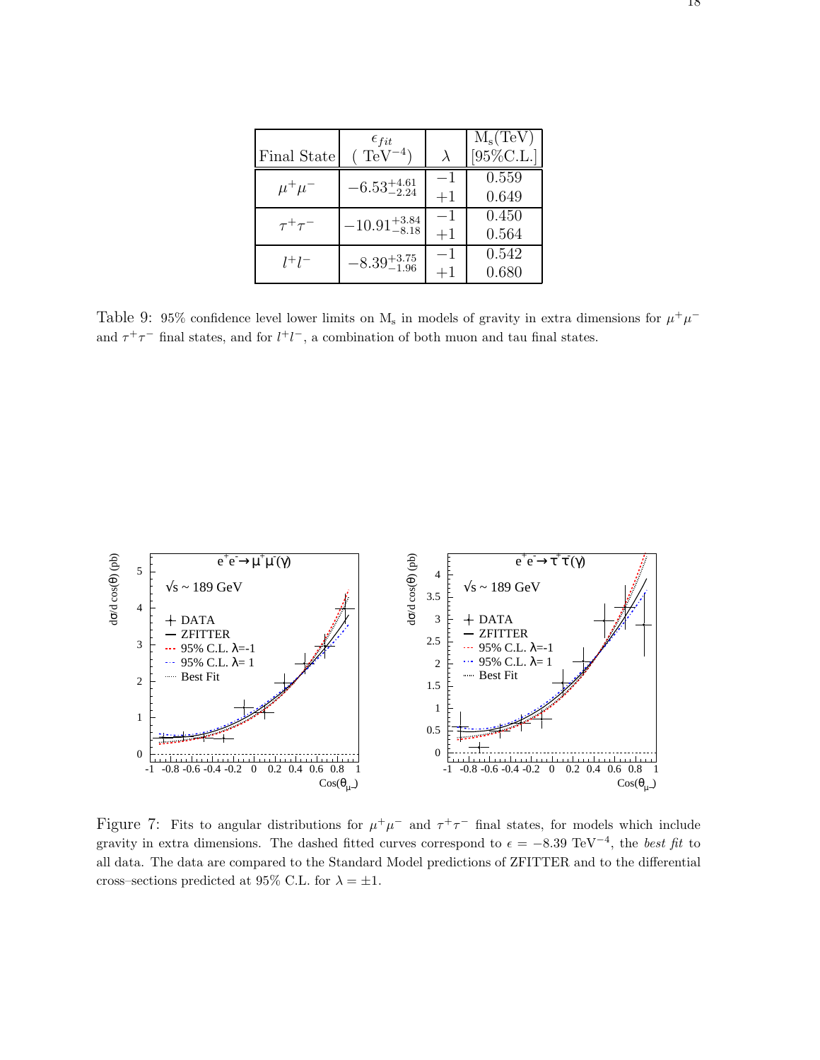| Final State | $\epsilon_{fit}$ ( $\mathrm{TeV}^{-4}$) | $\lambda$ | $\mathrm{M_s}$(TeV) [95%C.L.] |
|---|---|---|---|
| $\mu^+\mu^-$ | $-6.53^{+4.61}_{-2.24}$ | $-1$ | 0.559 |
| | | $+1$ | 0.649 |
| $\tau^+\tau^-$ | $-10.91^{+3.84}_{-8.18}$ | $-1$ | 0.450 |
| | | $+1$ | 0.564 |
| $l^+l^-$ | $-8.39^{+3.75}_{-1.96}$ | $-1$ | 0.542 |
| | | $+1$ | 0.680 |

Table 9: 95% confidence level lower limits on $\mathrm{M_s}$ in models of gravity in extra dimensions for $\mu^+\mu^-$ and $\tau^+\tau^-$ final states, and for $l^+l^-$, a combination of both muon and tau final states.

Figure 7: Fits to angular distributions for $\mu^+\mu^-$ and $\tau^+\tau^-$ final states, for models which include gravity in extra dimensions. The dashed fitted curves correspond to $\epsilon = -8.39$ $\mathrm{TeV}^{-4}$, the *best fit* to all data. The data are compared to the Standard Model predictions of ZFITTER and to the differential cross–sections predicted at 95% C.L. for $\lambda = \pm 1$.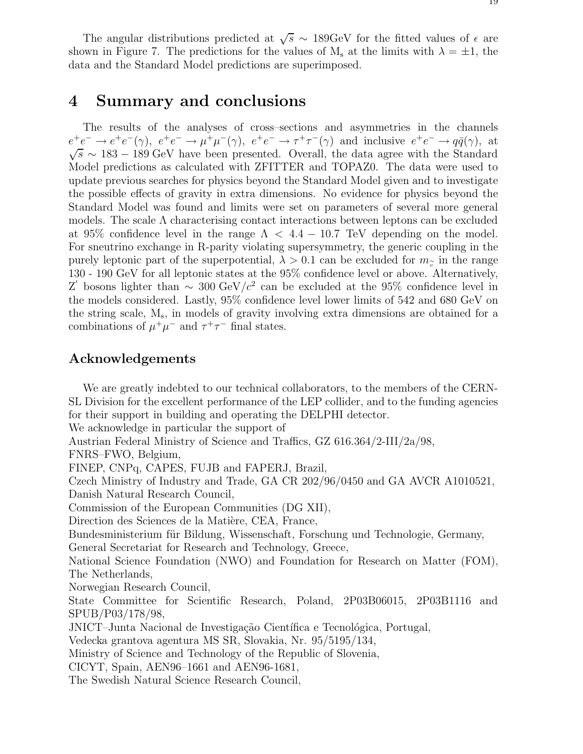The angular distributions predicted at $\sqrt{s} \sim 189$GeV for the fitted values of $\epsilon$ are shown in Figure 7. The predictions for the values of $\mathrm{M_s}$ at the limits with $\lambda = \pm 1$, the data and the Standard Model predictions are superimposed.

# 4 Summary and conclusions

The results of the analyses of cross–sections and asymmetries in the channels $e^+e^- \rightarrow e^+e^-(\gamma)$, $e^+e^- \rightarrow \mu^+\mu^-(\gamma)$, $e^+e^- \rightarrow \tau^+\tau^-(\gamma)$ and inclusive $e^+e^- \rightarrow q\bar{q}(\gamma)$, at $\sqrt{s} \sim 183 - 189$ GeV have been presented. Overall, the data agree with the Standard Model predictions as calculated with ZFITTER and TOPAZ0. The data were used to update previous searches for physics beyond the Standard Model given and to investigate the possible effects of gravity in extra dimensions. No evidence for physics beyond the Standard Model was found and limits were set on parameters of several more general models. The scale $\Lambda$ characterising contact interactions between leptons can be excluded at 95% confidence level in the range $\Lambda < 4.4 - 10.7$ TeV depending on the model. For sneutrino exchange in R-parity violating supersymmetry, the generic coupling in the purely leptonic part of the superpotential, $\lambda > 0.1$ can be excluded for $m_{\tilde{\nu}}$ in the range 130 - 190 GeV for all leptonic states at the 95% confidence level or above. Alternatively, $\mathrm{Z}'$ bosons lighter than $\sim 300$ GeV/$c^2$ can be excluded at the 95% confidence level in the models considered. Lastly, 95% confidence level lower limits of 542 and 680 GeV on the string scale, $\mathrm{M_s}$, in models of gravity involving extra dimensions are obtained for a combinations of $\mu^+\mu^-$ and $\tau^+\tau^-$ final states.

## Acknowledgements

We are greatly indebted to our technical collaborators, to the members of the CERN-SL Division for the excellent performance of the LEP collider, and to the funding agencies for their support in building and operating the DELPHI detector.
We acknowledge in particular the support of
Austrian Federal Ministry of Science and Traffics, GZ 616.364/2-III/2a/98,
FNRS–FWO, Belgium,
FINEP, CNPq, CAPES, FUJB and FAPERJ, Brazil,
Czech Ministry of Industry and Trade, GA CR 202/96/0450 and GA AVCR A1010521,
Danish Natural Research Council,
Commission of the European Communities (DG XII),
Direction des Sciences de la Matière, CEA, France,
Bundesministerium für Bildung, Wissenschaft, Forschung und Technologie, Germany,
General Secretariat for Research and Technology, Greece,
National Science Foundation (NWO) and Foundation for Research on Matter (FOM), The Netherlands,
Norwegian Research Council,
State Committee for Scientific Research, Poland, 2P03B06015, 2P03B1116 and SPUB/P03/178/98,
JNICT–Junta Nacional de Investigação Científica e Tecnológica, Portugal,
Vedecka grantova agentura MS SR, Slovakia, Nr. 95/5195/134,
Ministry of Science and Technology of the Republic of Slovenia,
CICYT, Spain, AEN96–1661 and AEN96-1681,
The Swedish Natural Science Research Council,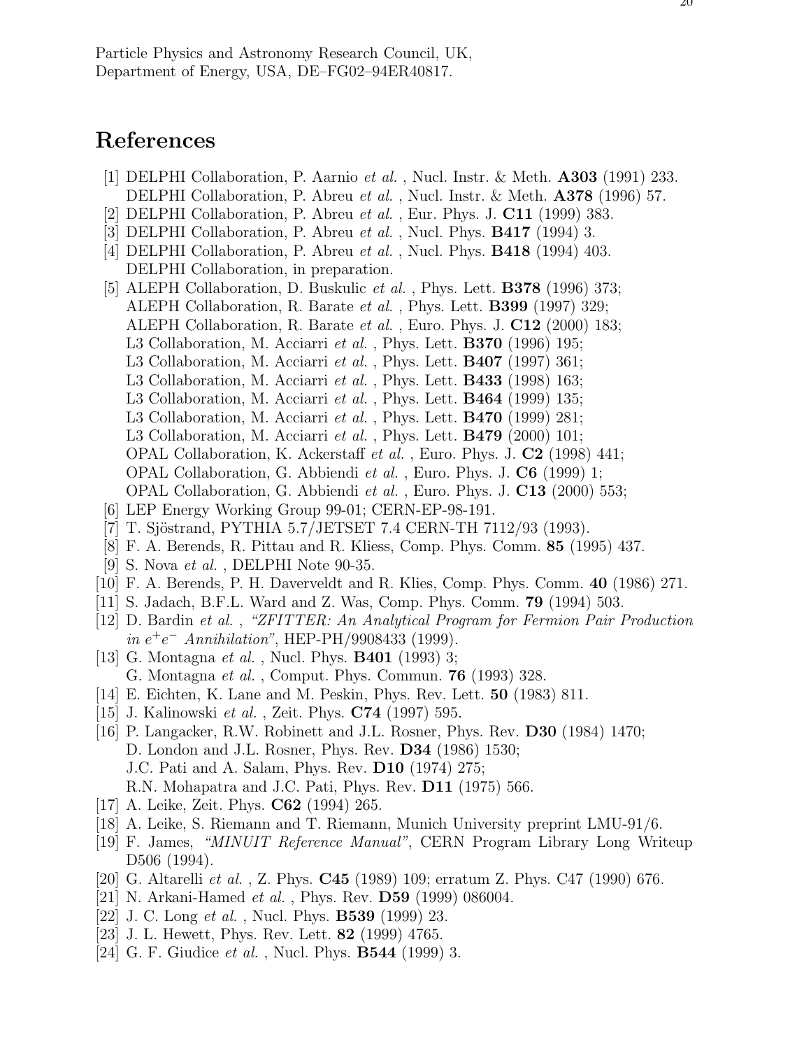Particle Physics and Astronomy Research Council, UK,
Department of Energy, USA, DE–FG02–94ER40817.

# References

[1] DELPHI Collaboration, P. Aarnio *et al.* , Nucl. Instr. & Meth. **A303** (1991) 233.
DELPHI Collaboration, P. Abreu *et al.* , Nucl. Instr. & Meth. **A378** (1996) 57.

[2] DELPHI Collaboration, P. Abreu *et al.* , Eur. Phys. J. **C11** (1999) 383.

[3] DELPHI Collaboration, P. Abreu *et al.* , Nucl. Phys. **B417** (1994) 3.

[4] DELPHI Collaboration, P. Abreu *et al.* , Nucl. Phys. **B418** (1994) 403.
DELPHI Collaboration, in preparation.

[5] ALEPH Collaboration, D. Buskulic *et al.* , Phys. Lett. **B378** (1996) 373;
ALEPH Collaboration, R. Barate *et al.* , Phys. Lett. **B399** (1997) 329;
ALEPH Collaboration, R. Barate *et al.* , Euro. Phys. J. **C12** (2000) 183;
L3 Collaboration, M. Acciarri *et al.* , Phys. Lett. **B370** (1996) 195;
L3 Collaboration, M. Acciarri *et al.* , Phys. Lett. **B407** (1997) 361;
L3 Collaboration, M. Acciarri *et al.* , Phys. Lett. **B433** (1998) 163;
L3 Collaboration, M. Acciarri *et al.* , Phys. Lett. **B464** (1999) 135;
L3 Collaboration, M. Acciarri *et al.* , Phys. Lett. **B470** (1999) 281;
L3 Collaboration, M. Acciarri *et al.* , Phys. Lett. **B479** (2000) 101;
OPAL Collaboration, K. Ackerstaff *et al.* , Euro. Phys. J. **C2** (1998) 441;
OPAL Collaboration, G. Abbiendi *et al.* , Euro. Phys. J. **C6** (1999) 1;
OPAL Collaboration, G. Abbiendi *et al.* , Euro. Phys. J. **C13** (2000) 553;

[6] LEP Energy Working Group 99-01; CERN-EP-98-191.

[7] T. Sjöstrand, PYTHIA 5.7/JETSET 7.4 CERN-TH 7112/93 (1993).

[8] F. A. Berends, R. Pittau and R. Kliess, Comp. Phys. Comm. **85** (1995) 437.

[9] S. Nova *et al.* , DELPHI Note 90-35.

[10] F. A. Berends, P. H. Daverveldt and R. Klies, Comp. Phys. Comm. **40** (1986) 271.

[11] S. Jadach, B.F.L. Ward and Z. Was, Comp. Phys. Comm. **79** (1994) 503.

[12] D. Bardin *et al.* , *"ZFITTER: An Analytical Program for Fermion Pair Production in $e^+e^-$ Annihilation"*, HEP-PH/9908433 (1999).

[13] G. Montagna *et al.* , Nucl. Phys. **B401** (1993) 3;
G. Montagna *et al.* , Comput. Phys. Commun. **76** (1993) 328.

[14] E. Eichten, K. Lane and M. Peskin, Phys. Rev. Lett. **50** (1983) 811.

[15] J. Kalinowski *et al.* , Zeit. Phys. **C74** (1997) 595.

[16] P. Langacker, R.W. Robinett and J.L. Rosner, Phys. Rev. **D30** (1984) 1470;
D. London and J.L. Rosner, Phys. Rev. **D34** (1986) 1530;
J.C. Pati and A. Salam, Phys. Rev. **D10** (1974) 275;
R.N. Mohapatra and J.C. Pati, Phys. Rev. **D11** (1975) 566.

[17] A. Leike, Zeit. Phys. **C62** (1994) 265.

[18] A. Leike, S. Riemann and T. Riemann, Munich University preprint LMU-91/6.

[19] F. James, *"MINUIT Reference Manual"*, CERN Program Library Long Writeup D506 (1994).

[20] G. Altarelli *et al.* , Z. Phys. **C45** (1989) 109; erratum Z. Phys. C47 (1990) 676.

[21] N. Arkani-Hamed *et al.* , Phys. Rev. **D59** (1999) 086004.

[22] J. C. Long *et al.* , Nucl. Phys. **B539** (1999) 23.

[23] J. L. Hewett, Phys. Rev. Lett. **82** (1999) 4765.

[24] G. F. Giudice *et al.* , Nucl. Phys. **B544** (1999) 3.